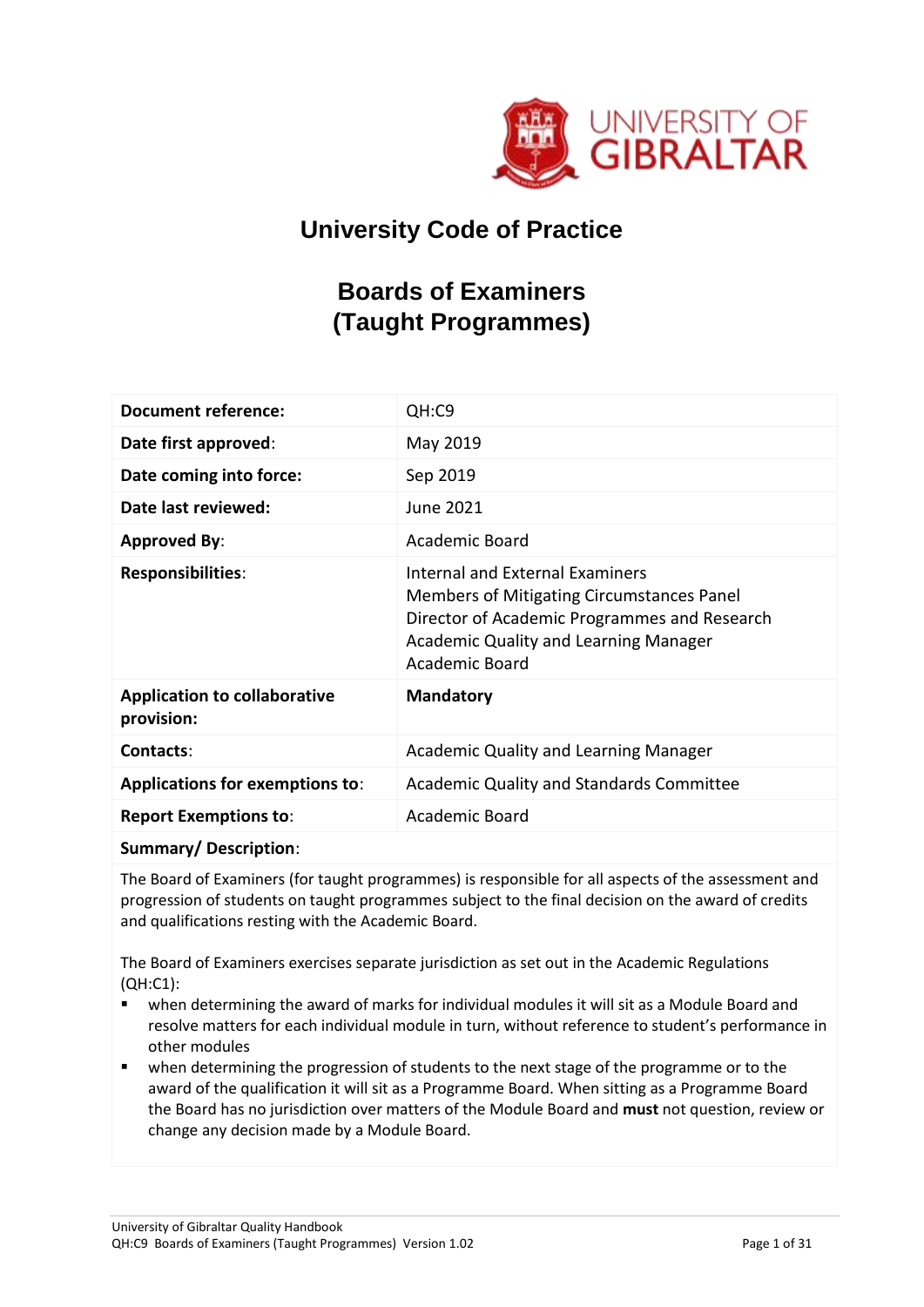# University Code of Practice

# Boards of Examiners (Taught Programmes)

| | |
|---|---|
| **Document reference:** | QH:C9 |
| **Date first approved**: | May 2019 |
| **Date coming into force:** | Sep 2019 |
| **Date last reviewed:** | June 2021 |
| **Approved By**: | Academic Board |
| **Responsibilities**: | Internal and External Examiners<br>Members of Mitigating Circumstances Panel<br>Director of Academic Programmes and Research<br>Academic Quality and Learning Manager<br>Academic Board |
| **Application to collaborative provision:** | **Mandatory** |
| **Contacts**: | Academic Quality and Learning Manager |
| **Applications for exemptions to**: | Academic Quality and Standards Committee |
| **Report Exemptions to**: | Academic Board |

**Summary/ Description**:

The Board of Examiners (for taught programmes) is responsible for all aspects of the assessment and progression of students on taught programmes subject to the final decision on the award of credits and qualifications resting with the Academic Board.

The Board of Examiners exercises separate jurisdiction as set out in the Academic Regulations (QH:C1):

- when determining the award of marks for individual modules it will sit as a Module Board and resolve matters for each individual module in turn, without reference to student's performance in other modules
- when determining the progression of students to the next stage of the programme or to the award of the qualification it will sit as a Programme Board. When sitting as a Programme Board the Board has no jurisdiction over matters of the Module Board and **must** not question, review or change any decision made by a Module Board.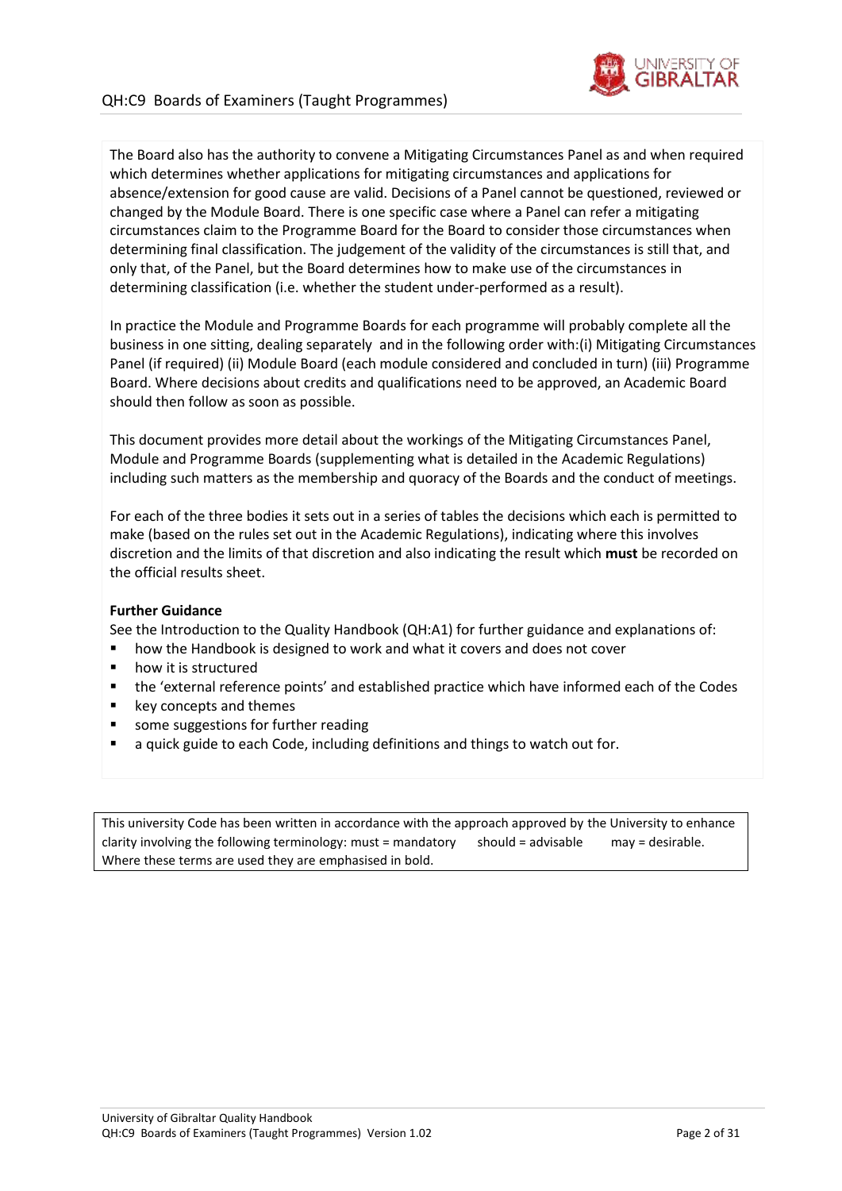The Board also has the authority to convene a Mitigating Circumstances Panel as and when required which determines whether applications for mitigating circumstances and applications for absence/extension for good cause are valid. Decisions of a Panel cannot be questioned, reviewed or changed by the Module Board. There is one specific case where a Panel can refer a mitigating circumstances claim to the Programme Board for the Board to consider those circumstances when determining final classification. The judgement of the validity of the circumstances is still that, and only that, of the Panel, but the Board determines how to make use of the circumstances in determining classification (i.e. whether the student under-performed as a result).

In practice the Module and Programme Boards for each programme will probably complete all the business in one sitting, dealing separately and in the following order with:(i) Mitigating Circumstances Panel (if required) (ii) Module Board (each module considered and concluded in turn) (iii) Programme Board. Where decisions about credits and qualifications need to be approved, an Academic Board should then follow as soon as possible.

This document provides more detail about the workings of the Mitigating Circumstances Panel, Module and Programme Boards (supplementing what is detailed in the Academic Regulations) including such matters as the membership and quoracy of the Boards and the conduct of meetings.

For each of the three bodies it sets out in a series of tables the decisions which each is permitted to make (based on the rules set out in the Academic Regulations), indicating where this involves discretion and the limits of that discretion and also indicating the result which **must** be recorded on the official results sheet.

**Further Guidance**

See the Introduction to the Quality Handbook (QH:A1) for further guidance and explanations of:

- how the Handbook is designed to work and what it covers and does not cover
- how it is structured
- the 'external reference points' and established practice which have informed each of the Codes
- key concepts and themes
- some suggestions for further reading
- a quick guide to each Code, including definitions and things to watch out for.

This university Code has been written in accordance with the approach approved by the University to enhance clarity involving the following terminology: must = mandatory should = advisable may = desirable. Where these terms are used they are emphasised in bold.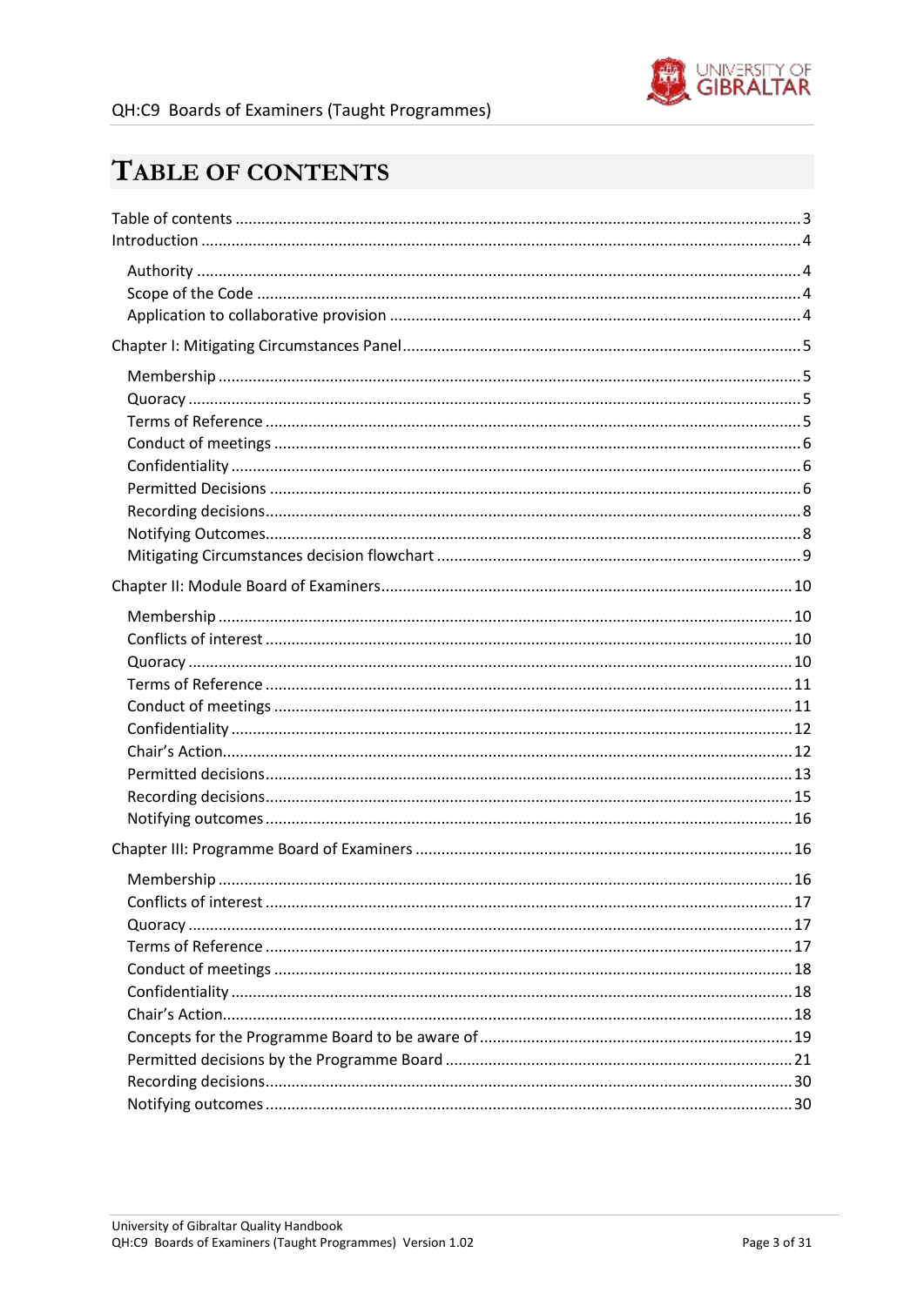# Table of Contents

Table of contents ... 3
Introduction ... 4

- Authority ... 4
- Scope of the Code ... 4
- Application to collaborative provision ... 4

Chapter I: Mitigating Circumstances Panel ... 5

- Membership ... 5
- Quoracy ... 5
- Terms of Reference ... 5
- Conduct of meetings ... 6
- Confidentiality ... 6
- Permitted Decisions ... 6
- Recording decisions ... 8
- Notifying Outcomes ... 8
- Mitigating Circumstances decision flowchart ... 9

Chapter II: Module Board of Examiners ... 10

- Membership ... 10
- Conflicts of interest ... 10
- Quoracy ... 10
- Terms of Reference ... 11
- Conduct of meetings ... 11
- Confidentiality ... 12
- Chair's Action ... 12
- Permitted decisions ... 13
- Recording decisions ... 15
- Notifying outcomes ... 16

Chapter III: Programme Board of Examiners ... 16

- Membership ... 16
- Conflicts of interest ... 17
- Quoracy ... 17
- Terms of Reference ... 17
- Conduct of meetings ... 18
- Confidentiality ... 18
- Chair's Action ... 18
- Concepts for the Programme Board to be aware of ... 19
- Permitted decisions by the Programme Board ... 21
- Recording decisions ... 30
- Notifying outcomes ... 30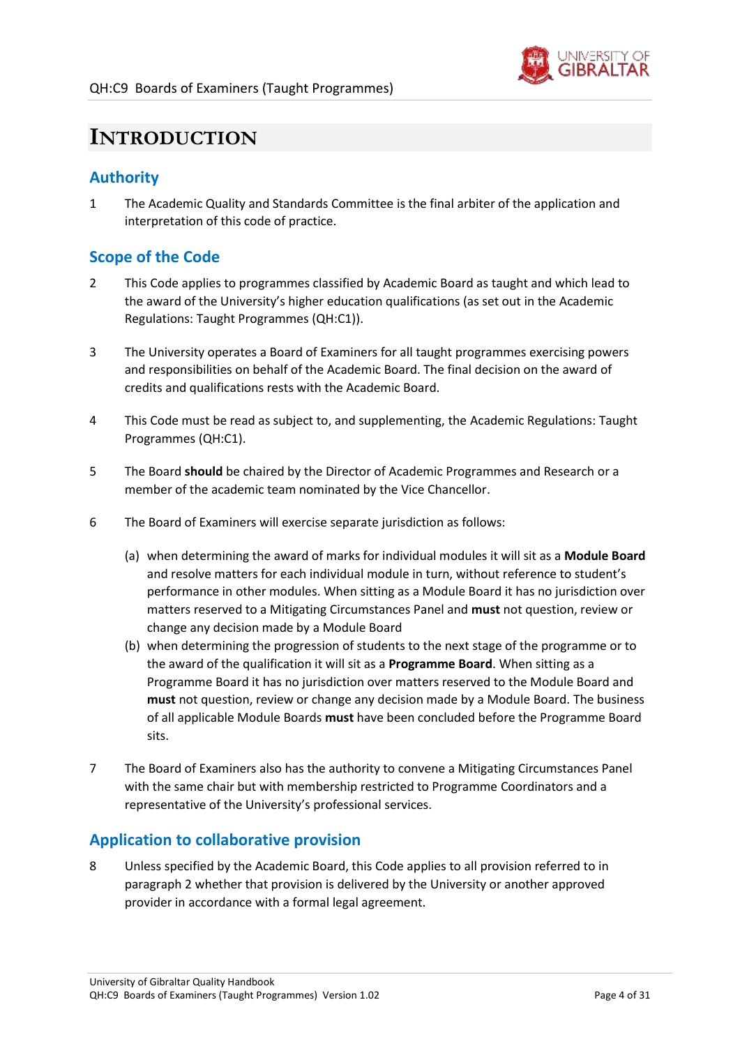# INTRODUCTION

## Authority

1 The Academic Quality and Standards Committee is the final arbiter of the application and interpretation of this code of practice.

## Scope of the Code

2 This Code applies to programmes classified by Academic Board as taught and which lead to the award of the University's higher education qualifications (as set out in the Academic Regulations: Taught Programmes (QH:C1)).

3 The University operates a Board of Examiners for all taught programmes exercising powers and responsibilities on behalf of the Academic Board. The final decision on the award of credits and qualifications rests with the Academic Board.

4 This Code must be read as subject to, and supplementing, the Academic Regulations: Taught Programmes (QH:C1).

5 The Board **should** be chaired by the Director of Academic Programmes and Research or a member of the academic team nominated by the Vice Chancellor.

6 The Board of Examiners will exercise separate jurisdiction as follows:

(a) when determining the award of marks for individual modules it will sit as a **Module Board** and resolve matters for each individual module in turn, without reference to student's performance in other modules. When sitting as a Module Board it has no jurisdiction over matters reserved to a Mitigating Circumstances Panel and **must** not question, review or change any decision made by a Module Board

(b) when determining the progression of students to the next stage of the programme or to the award of the qualification it will sit as a **Programme Board**. When sitting as a Programme Board it has no jurisdiction over matters reserved to the Module Board and **must** not question, review or change any decision made by a Module Board. The business of all applicable Module Boards **must** have been concluded before the Programme Board sits.

7 The Board of Examiners also has the authority to convene a Mitigating Circumstances Panel with the same chair but with membership restricted to Programme Coordinators and a representative of the University's professional services.

## Application to collaborative provision

8 Unless specified by the Academic Board, this Code applies to all provision referred to in paragraph 2 whether that provision is delivered by the University or another approved provider in accordance with a formal legal agreement.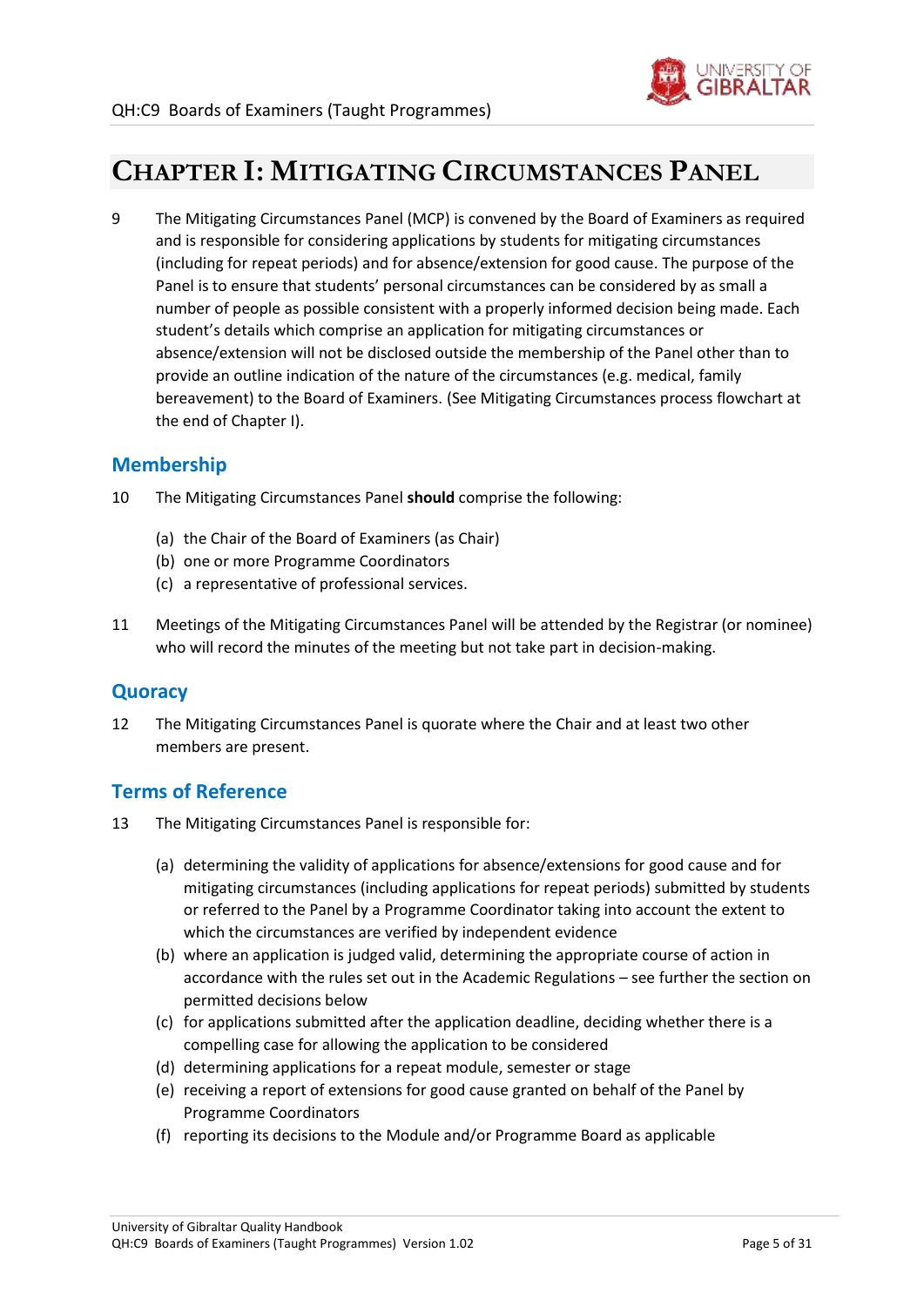# Chapter I: Mitigating Circumstances Panel

9 The Mitigating Circumstances Panel (MCP) is convened by the Board of Examiners as required and is responsible for considering applications by students for mitigating circumstances (including for repeat periods) and for absence/extension for good cause. The purpose of the Panel is to ensure that students' personal circumstances can be considered by as small a number of people as possible consistent with a properly informed decision being made. Each student's details which comprise an application for mitigating circumstances or absence/extension will not be disclosed outside the membership of the Panel other than to provide an outline indication of the nature of the circumstances (e.g. medical, family bereavement) to the Board of Examiners. (See Mitigating Circumstances process flowchart at the end of Chapter I).

## Membership

10 The Mitigating Circumstances Panel **should** comprise the following:

(a) the Chair of the Board of Examiners (as Chair)
(b) one or more Programme Coordinators
(c) a representative of professional services.

11 Meetings of the Mitigating Circumstances Panel will be attended by the Registrar (or nominee) who will record the minutes of the meeting but not take part in decision-making.

## Quoracy

12 The Mitigating Circumstances Panel is quorate where the Chair and at least two other members are present.

## Terms of Reference

13 The Mitigating Circumstances Panel is responsible for:

(a) determining the validity of applications for absence/extensions for good cause and for mitigating circumstances (including applications for repeat periods) submitted by students or referred to the Panel by a Programme Coordinator taking into account the extent to which the circumstances are verified by independent evidence
(b) where an application is judged valid, determining the appropriate course of action in accordance with the rules set out in the Academic Regulations – see further the section on permitted decisions below
(c) for applications submitted after the application deadline, deciding whether there is a compelling case for allowing the application to be considered
(d) determining applications for a repeat module, semester or stage
(e) receiving a report of extensions for good cause granted on behalf of the Panel by Programme Coordinators
(f) reporting its decisions to the Module and/or Programme Board as applicable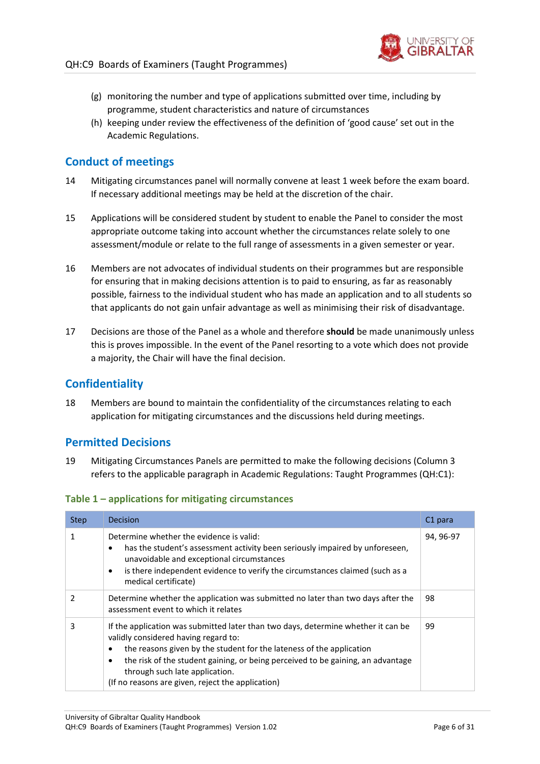(g) monitoring the number and type of applications submitted over time, including by programme, student characteristics and nature of circumstances

(h) keeping under review the effectiveness of the definition of 'good cause' set out in the Academic Regulations.

## Conduct of meetings

14 Mitigating circumstances panel will normally convene at least 1 week before the exam board. If necessary additional meetings may be held at the discretion of the chair.

15 Applications will be considered student by student to enable the Panel to consider the most appropriate outcome taking into account whether the circumstances relate solely to one assessment/module or relate to the full range of assessments in a given semester or year.

16 Members are not advocates of individual students on their programmes but are responsible for ensuring that in making decisions attention is to paid to ensuring, as far as reasonably possible, fairness to the individual student who has made an application and to all students so that applicants do not gain unfair advantage as well as minimising their risk of disadvantage.

17 Decisions are those of the Panel as a whole and therefore **should** be made unanimously unless this is proves impossible. In the event of the Panel resorting to a vote which does not provide a majority, the Chair will have the final decision.

## Confidentiality

18 Members are bound to maintain the confidentiality of the circumstances relating to each application for mitigating circumstances and the discussions held during meetings.

## Permitted Decisions

19 Mitigating Circumstances Panels are permitted to make the following decisions (Column 3 refers to the applicable paragraph in Academic Regulations: Taught Programmes (QH:C1):

### Table 1 – applications for mitigating circumstances

| Step | Decision | C1 para |
|---|---|---|
| 1 | Determine whether the evidence is valid:<br>• has the student's assessment activity been seriously impaired by unforeseen, unavoidable and exceptional circumstances<br>• is there independent evidence to verify the circumstances claimed (such as a medical certificate) | 94, 96-97 |
| 2 | Determine whether the application was submitted no later than two days after the assessment event to which it relates | 98 |
| 3 | If the application was submitted later than two days, determine whether it can be validly considered having regard to:<br>• the reasons given by the student for the lateness of the application<br>• the risk of the student gaining, or being perceived to be gaining, an advantage through such late application.<br>(If no reasons are given, reject the application) | 99 |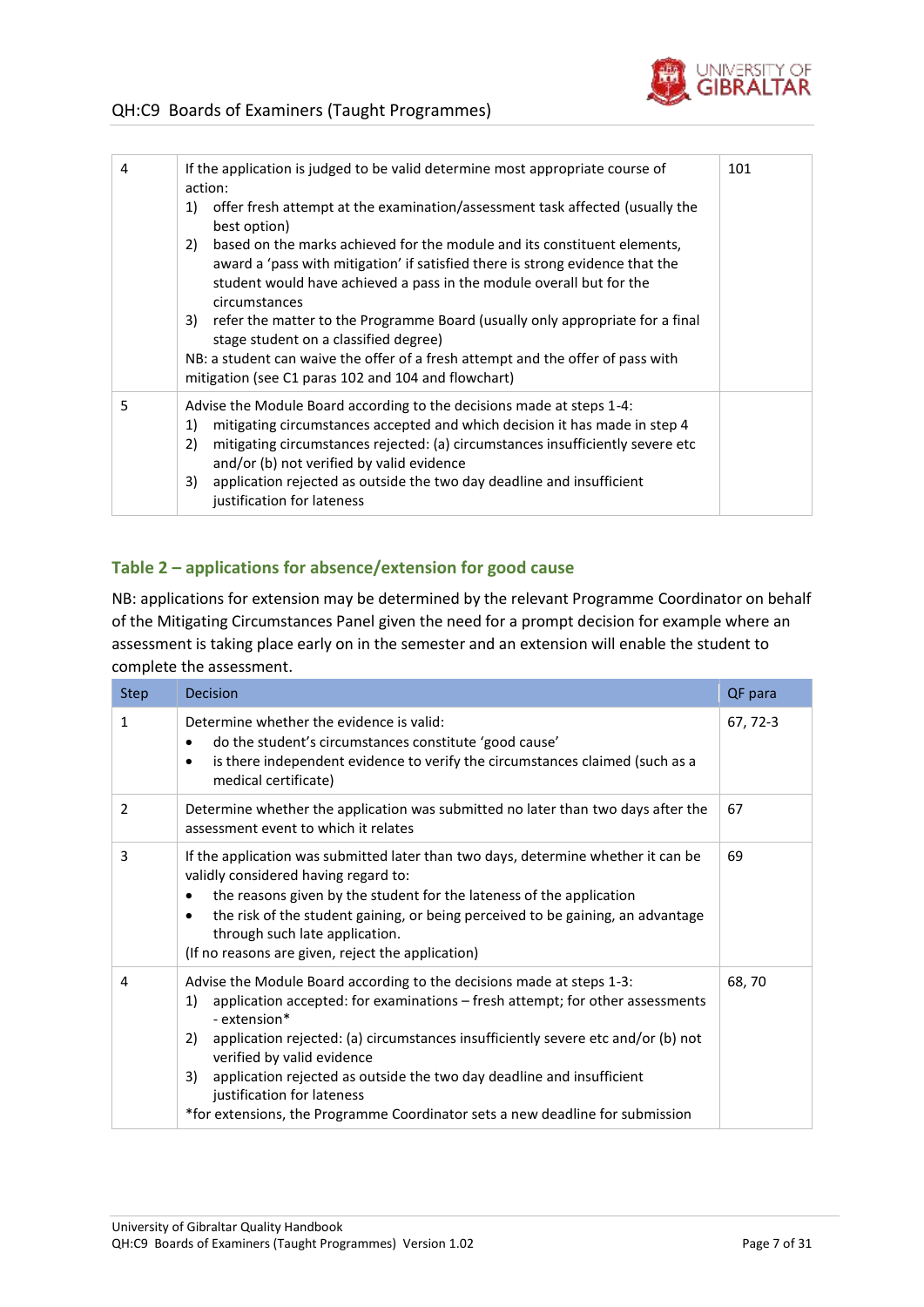| | | |
|---|---|---|
| 4 | If the application is judged to be valid determine most appropriate course of action:<br>1) offer fresh attempt at the examination/assessment task affected (usually the best option)<br>2) based on the marks achieved for the module and its constituent elements, award a 'pass with mitigation' if satisfied there is strong evidence that the student would have achieved a pass in the module overall but for the circumstances<br>3) refer the matter to the Programme Board (usually only appropriate for a final stage student on a classified degree)<br>NB: a student can waive the offer of a fresh attempt and the offer of pass with mitigation (see C1 paras 102 and 104 and flowchart) | 101 |
| 5 | Advise the Module Board according to the decisions made at steps 1-4:<br>1) mitigating circumstances accepted and which decision it has made in step 4<br>2) mitigating circumstances rejected: (a) circumstances insufficiently severe etc and/or (b) not verified by valid evidence<br>3) application rejected as outside the two day deadline and insufficient justification for lateness | |

## Table 2 – applications for absence/extension for good cause

NB: applications for extension may be determined by the relevant Programme Coordinator on behalf of the Mitigating Circumstances Panel given the need for a prompt decision for example where an assessment is taking place early on in the semester and an extension will enable the student to complete the assessment.

| Step | Decision | QF para |
|---|---|---|
| 1 | Determine whether the evidence is valid:<br>• do the student's circumstances constitute 'good cause'<br>• is there independent evidence to verify the circumstances claimed (such as a medical certificate) | 67, 72-3 |
| 2 | Determine whether the application was submitted no later than two days after the assessment event to which it relates | 67 |
| 3 | If the application was submitted later than two days, determine whether it can be validly considered having regard to:<br>• the reasons given by the student for the lateness of the application<br>• the risk of the student gaining, or being perceived to be gaining, an advantage through such late application.<br>(If no reasons are given, reject the application) | 69 |
| 4 | Advise the Module Board according to the decisions made at steps 1-3:<br>1) application accepted: for examinations – fresh attempt; for other assessments - extension*<br>2) application rejected: (a) circumstances insufficiently severe etc and/or (b) not verified by valid evidence<br>3) application rejected as outside the two day deadline and insufficient justification for lateness<br>*for extensions, the Programme Coordinator sets a new deadline for submission | 68, 70 |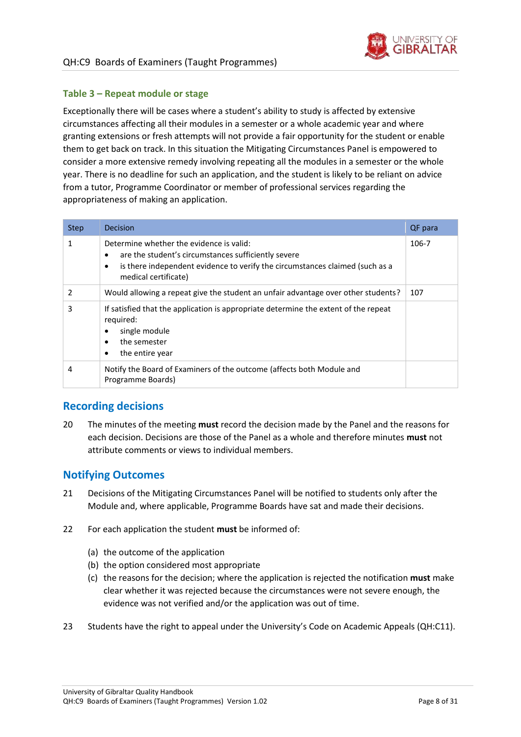### Table 3 – Repeat module or stage

Exceptionally there will be cases where a student's ability to study is affected by extensive circumstances affecting all their modules in a semester or a whole academic year and where granting extensions or fresh attempts will not provide a fair opportunity for the student or enable them to get back on track. In this situation the Mitigating Circumstances Panel is empowered to consider a more extensive remedy involving repeating all the modules in a semester or the whole year. There is no deadline for such an application, and the student is likely to be reliant on advice from a tutor, Programme Coordinator or member of professional services regarding the appropriateness of making an application.

| Step | Decision | QF para |
|---|---|---|
| 1 | Determine whether the evidence is valid:<br>• are the student's circumstances sufficiently severe<br>• is there independent evidence to verify the circumstances claimed (such as a medical certificate) | 106-7 |
| 2 | Would allowing a repeat give the student an unfair advantage over other students? | 107 |
| 3 | If satisfied that the application is appropriate determine the extent of the repeat required:<br>• single module<br>• the semester<br>• the entire year | |
| 4 | Notify the Board of Examiners of the outcome (affects both Module and Programme Boards) | |

## Recording decisions

20 The minutes of the meeting **must** record the decision made by the Panel and the reasons for each decision. Decisions are those of the Panel as a whole and therefore minutes **must** not attribute comments or views to individual members.

## Notifying Outcomes

21 Decisions of the Mitigating Circumstances Panel will be notified to students only after the Module and, where applicable, Programme Boards have sat and made their decisions.

22 For each application the student **must** be informed of:

(a) the outcome of the application
(b) the option considered most appropriate
(c) the reasons for the decision; where the application is rejected the notification **must** make clear whether it was rejected because the circumstances were not severe enough, the evidence was not verified and/or the application was out of time.

23 Students have the right to appeal under the University's Code on Academic Appeals (QH:C11).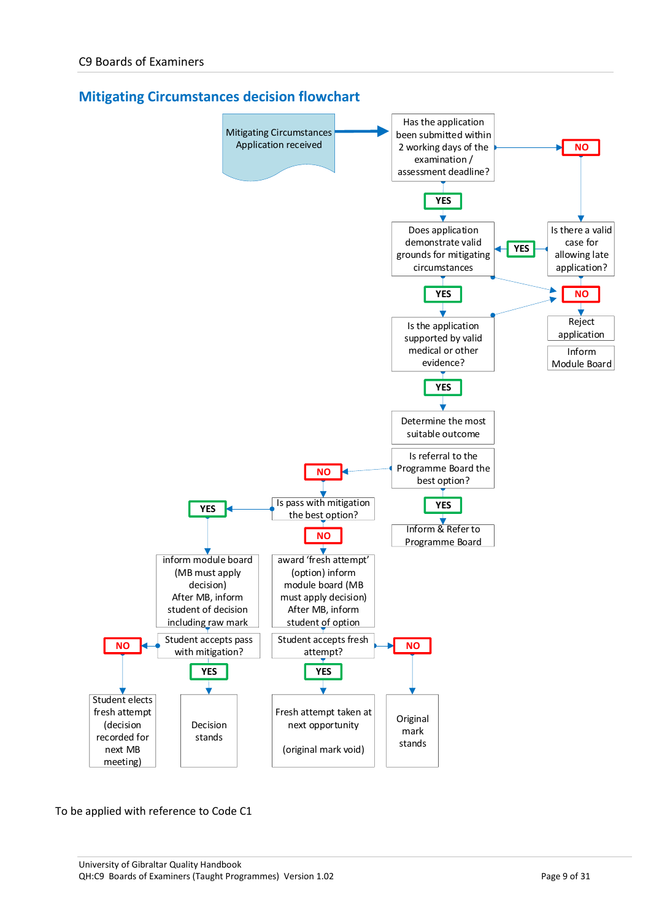## Mitigating Circumstances decision flowchart

Mitigating Circumstances Application received

Has the application been submitted within 2 working days of the examination / assessment deadline?

NO

YES

Is there a valid case for allowing late application?

YES

Does application demonstrate valid grounds for mitigating circumstances

NO

YES

Reject application

Inform Module Board

Is the application supported by valid medical or other evidence?

YES

Determine the most suitable outcome

Is referral to the Programme Board the best option?

NO

YES

Inform & Refer to Programme Board

Is pass with mitigation the best option?

YES

NO

inform module board (MB must apply decision) After MB, inform student of decision including raw mark

award 'fresh attempt' (option) inform module board (MB must apply decision) After MB, inform student of option

Student accepts pass with mitigation?

NO

YES

Student accepts fresh attempt?

YES

NO

Student elects fresh attempt (decision recorded for next MB meeting)

Decision stands

Fresh attempt taken at next opportunity

(original mark void)

Original mark stands

To be applied with reference to Code C1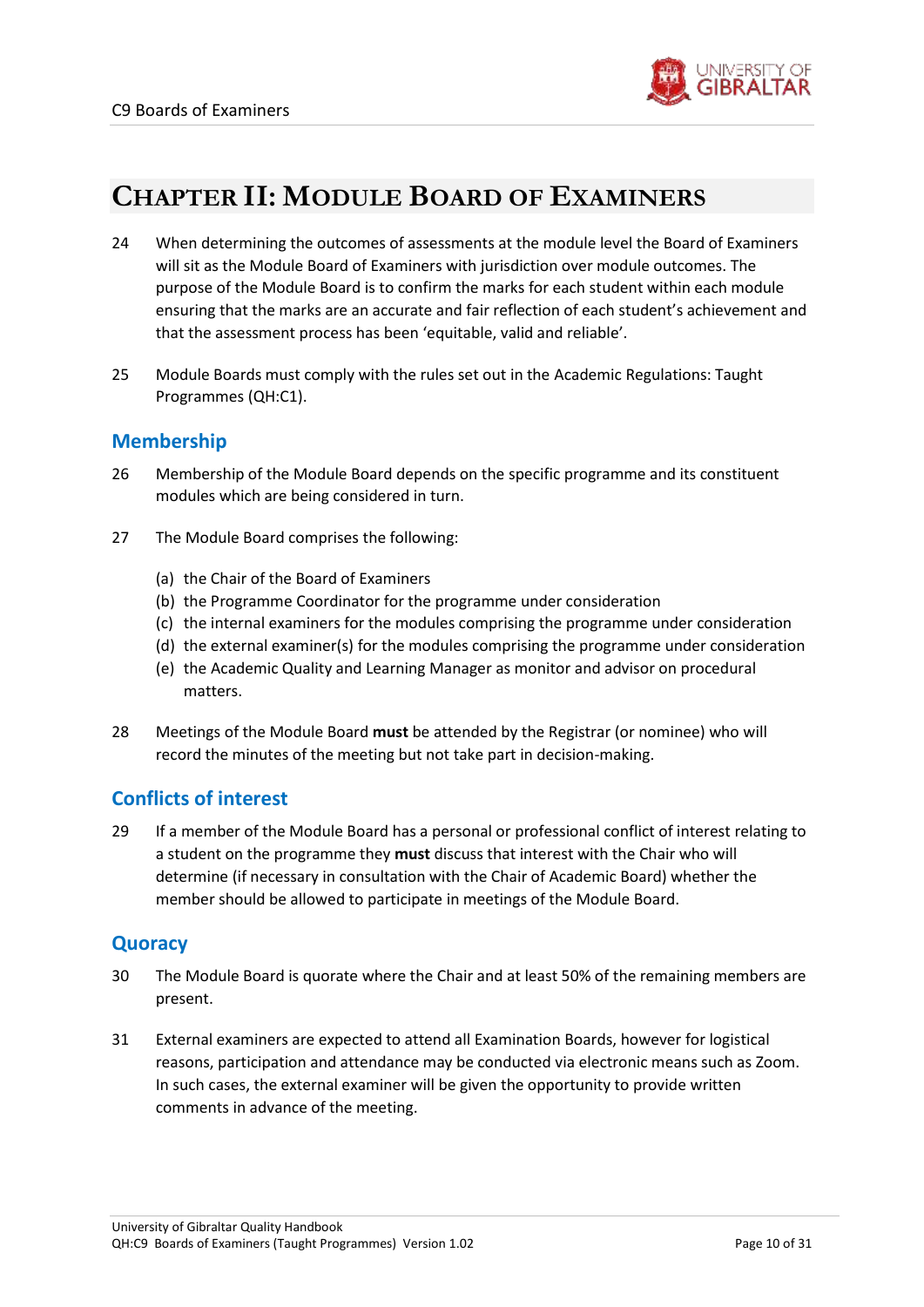# Chapter II: Module Board of Examiners

24 When determining the outcomes of assessments at the module level the Board of Examiners will sit as the Module Board of Examiners with jurisdiction over module outcomes. The purpose of the Module Board is to confirm the marks for each student within each module ensuring that the marks are an accurate and fair reflection of each student's achievement and that the assessment process has been 'equitable, valid and reliable'.

25 Module Boards must comply with the rules set out in the Academic Regulations: Taught Programmes (QH:C1).

## Membership

26 Membership of the Module Board depends on the specific programme and its constituent modules which are being considered in turn.

27 The Module Board comprises the following:

(a) the Chair of the Board of Examiners
(b) the Programme Coordinator for the programme under consideration
(c) the internal examiners for the modules comprising the programme under consideration
(d) the external examiner(s) for the modules comprising the programme under consideration
(e) the Academic Quality and Learning Manager as monitor and advisor on procedural matters.

28 Meetings of the Module Board **must** be attended by the Registrar (or nominee) who will record the minutes of the meeting but not take part in decision-making.

## Conflicts of interest

29 If a member of the Module Board has a personal or professional conflict of interest relating to a student on the programme they **must** discuss that interest with the Chair who will determine (if necessary in consultation with the Chair of Academic Board) whether the member should be allowed to participate in meetings of the Module Board.

## Quoracy

30 The Module Board is quorate where the Chair and at least 50% of the remaining members are present.

31 External examiners are expected to attend all Examination Boards, however for logistical reasons, participation and attendance may be conducted via electronic means such as Zoom. In such cases, the external examiner will be given the opportunity to provide written comments in advance of the meeting.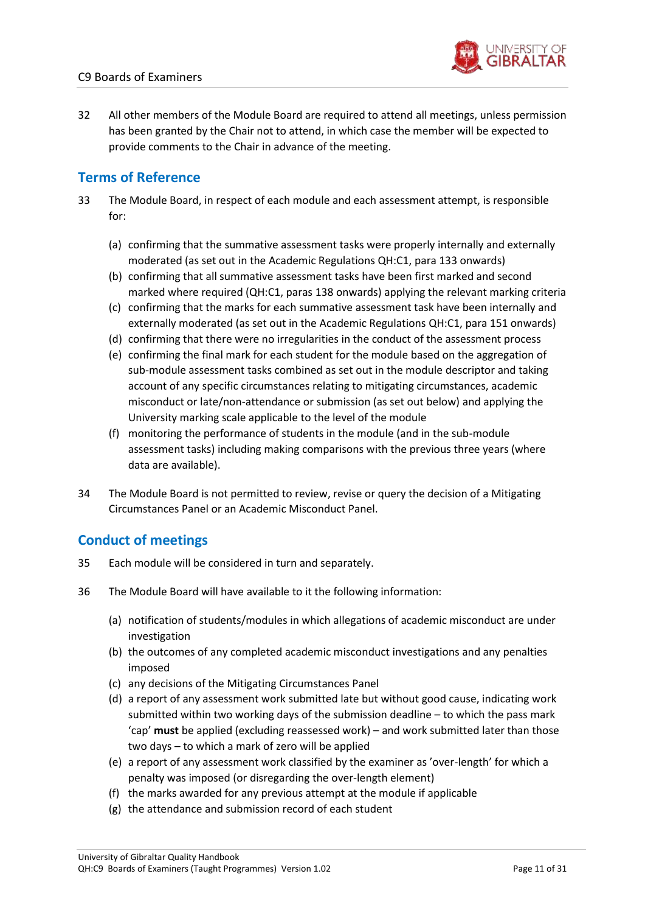32 All other members of the Module Board are required to attend all meetings, unless permission has been granted by the Chair not to attend, in which case the member will be expected to provide comments to the Chair in advance of the meeting.

## Terms of Reference

33 The Module Board, in respect of each module and each assessment attempt, is responsible for:

(a) confirming that the summative assessment tasks were properly internally and externally moderated (as set out in the Academic Regulations QH:C1, para 133 onwards)

(b) confirming that all summative assessment tasks have been first marked and second marked where required (QH:C1, paras 138 onwards) applying the relevant marking criteria

(c) confirming that the marks for each summative assessment task have been internally and externally moderated (as set out in the Academic Regulations QH:C1, para 151 onwards)

(d) confirming that there were no irregularities in the conduct of the assessment process

(e) confirming the final mark for each student for the module based on the aggregation of sub-module assessment tasks combined as set out in the module descriptor and taking account of any specific circumstances relating to mitigating circumstances, academic misconduct or late/non-attendance or submission (as set out below) and applying the University marking scale applicable to the level of the module

(f) monitoring the performance of students in the module (and in the sub-module assessment tasks) including making comparisons with the previous three years (where data are available).

34 The Module Board is not permitted to review, revise or query the decision of a Mitigating Circumstances Panel or an Academic Misconduct Panel.

## Conduct of meetings

35 Each module will be considered in turn and separately.

36 The Module Board will have available to it the following information:

(a) notification of students/modules in which allegations of academic misconduct are under investigation

(b) the outcomes of any completed academic misconduct investigations and any penalties imposed

(c) any decisions of the Mitigating Circumstances Panel

(d) a report of any assessment work submitted late but without good cause, indicating work submitted within two working days of the submission deadline – to which the pass mark 'cap' **must** be applied (excluding reassessed work) – and work submitted later than those two days – to which a mark of zero will be applied

(e) a report of any assessment work classified by the examiner as 'over-length' for which a penalty was imposed (or disregarding the over-length element)

(f) the marks awarded for any previous attempt at the module if applicable

(g) the attendance and submission record of each student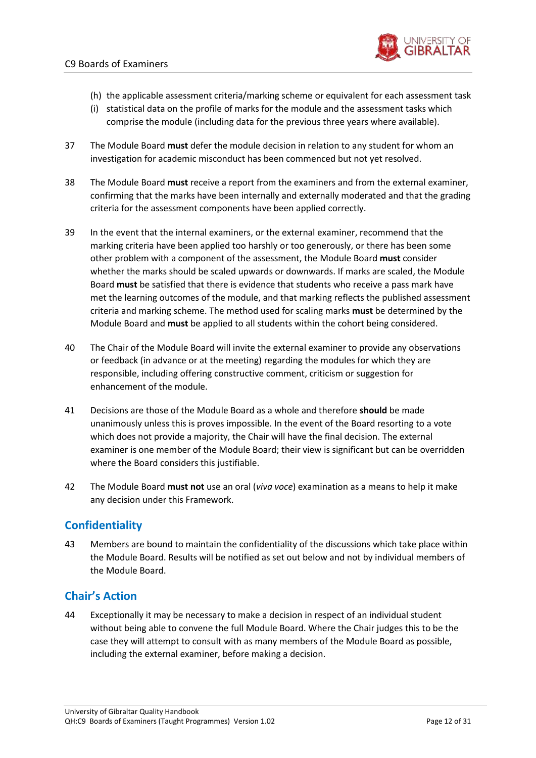(h) the applicable assessment criteria/marking scheme or equivalent for each assessment task
(i) statistical data on the profile of marks for the module and the assessment tasks which comprise the module (including data for the previous three years where available).

37 The Module Board **must** defer the module decision in relation to any student for whom an investigation for academic misconduct has been commenced but not yet resolved.

38 The Module Board **must** receive a report from the examiners and from the external examiner, confirming that the marks have been internally and externally moderated and that the grading criteria for the assessment components have been applied correctly.

39 In the event that the internal examiners, or the external examiner, recommend that the marking criteria have been applied too harshly or too generously, or there has been some other problem with a component of the assessment, the Module Board **must** consider whether the marks should be scaled upwards or downwards. If marks are scaled, the Module Board **must** be satisfied that there is evidence that students who receive a pass mark have met the learning outcomes of the module, and that marking reflects the published assessment criteria and marking scheme. The method used for scaling marks **must** be determined by the Module Board and **must** be applied to all students within the cohort being considered.

40 The Chair of the Module Board will invite the external examiner to provide any observations or feedback (in advance or at the meeting) regarding the modules for which they are responsible, including offering constructive comment, criticism or suggestion for enhancement of the module.

41 Decisions are those of the Module Board as a whole and therefore **should** be made unanimously unless this is proves impossible. In the event of the Board resorting to a vote which does not provide a majority, the Chair will have the final decision. The external examiner is one member of the Module Board; their view is significant but can be overridden where the Board considers this justifiable.

42 The Module Board **must not** use an oral (*viva voce*) examination as a means to help it make any decision under this Framework.

## Confidentiality

43 Members are bound to maintain the confidentiality of the discussions which take place within the Module Board. Results will be notified as set out below and not by individual members of the Module Board.

## Chair's Action

44 Exceptionally it may be necessary to make a decision in respect of an individual student without being able to convene the full Module Board. Where the Chair judges this to be the case they will attempt to consult with as many members of the Module Board as possible, including the external examiner, before making a decision.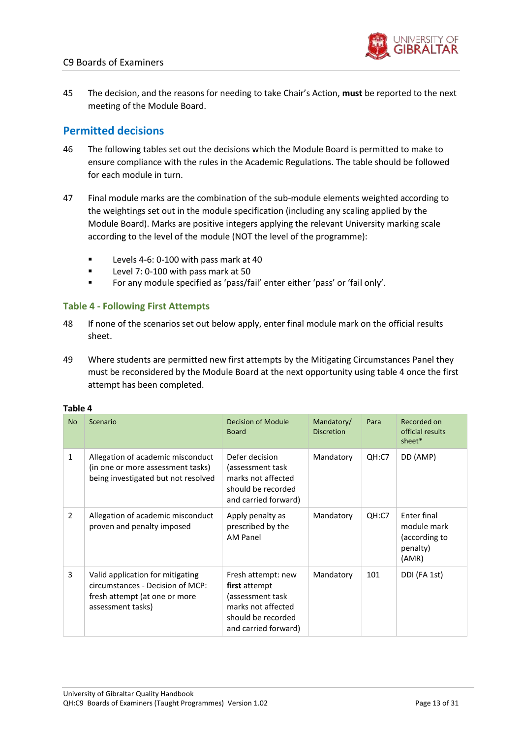45 The decision, and the reasons for needing to take Chair's Action, **must** be reported to the next meeting of the Module Board.

## Permitted decisions

46 The following tables set out the decisions which the Module Board is permitted to make to ensure compliance with the rules in the Academic Regulations. The table should be followed for each module in turn.

47 Final module marks are the combination of the sub-module elements weighted according to the weightings set out in the module specification (including any scaling applied by the Module Board). Marks are positive integers applying the relevant University marking scale according to the level of the module (NOT the level of the programme):

- Levels 4-6: 0-100 with pass mark at 40
- Level 7: 0-100 with pass mark at 50
- For any module specified as 'pass/fail' enter either 'pass' or 'fail only'.

### Table 4 - Following First Attempts

48 If none of the scenarios set out below apply, enter final module mark on the official results sheet.

49 Where students are permitted new first attempts by the Mitigating Circumstances Panel they must be reconsidered by the Module Board at the next opportunity using table 4 once the first attempt has been completed.

**Table 4**

| No | Scenario | Decision of Module Board | Mandatory/ Discretion | Para | Recorded on official results sheet* |
|---|---|---|---|---|---|
| 1 | Allegation of academic misconduct (in one or more assessment tasks) being investigated but not resolved | Defer decision (assessment task marks not affected should be recorded and carried forward) | Mandatory | QH:C7 | DD (AMP) |
| 2 | Allegation of academic misconduct proven and penalty imposed | Apply penalty as prescribed by the AM Panel | Mandatory | QH:C7 | Enter final module mark (according to penalty) (AMR) |
| 3 | Valid application for mitigating circumstances - Decision of MCP: fresh attempt (at one or more assessment tasks) | Fresh attempt: new **first** attempt (assessment task marks not affected should be recorded and carried forward) | Mandatory | 101 | DDI (FA 1st) |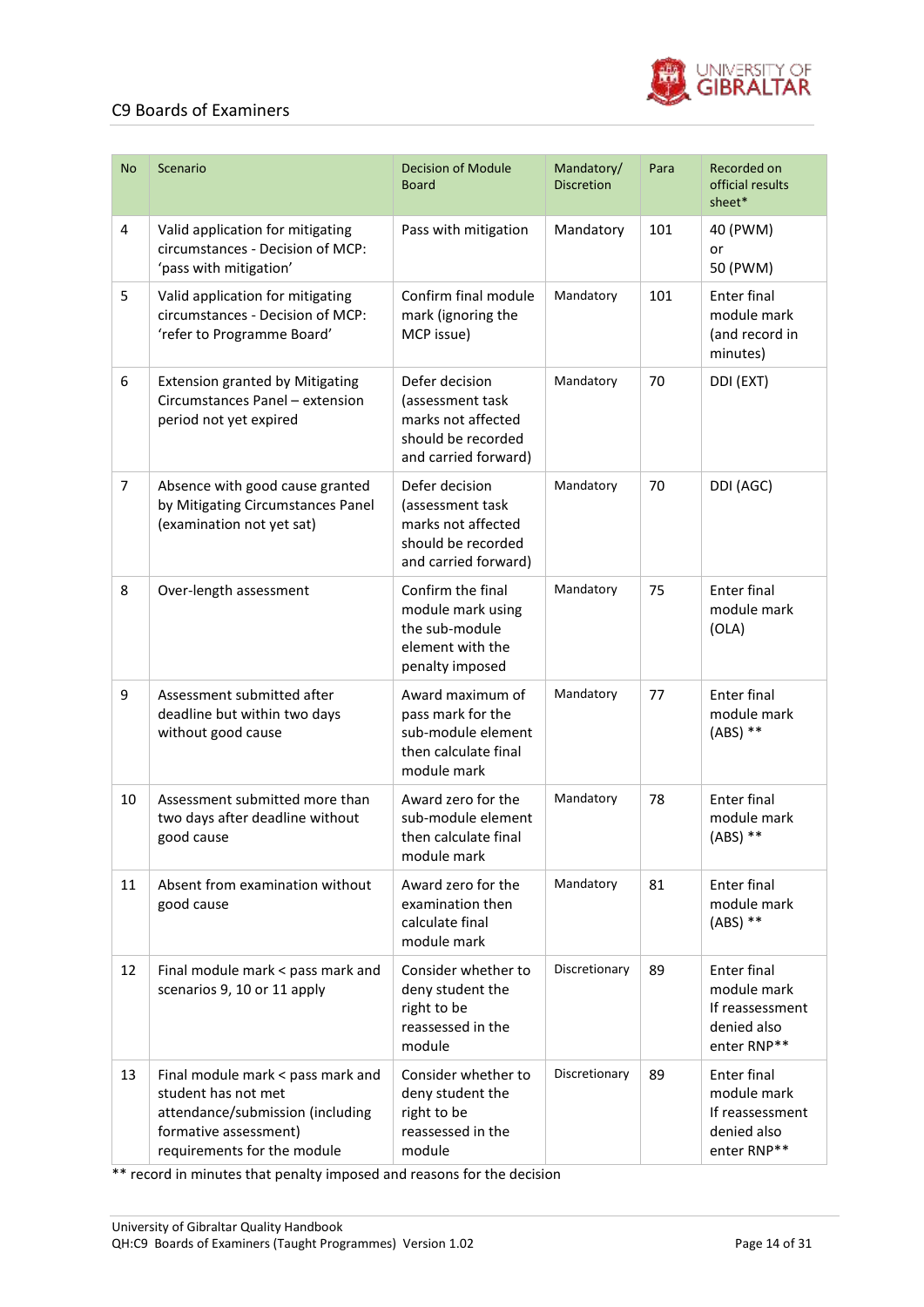| No | Scenario | Decision of Module Board | Mandatory/ Discretion | Para | Recorded on official results sheet* |
|---|---|---|---|---|---|
| 4 | Valid application for mitigating circumstances - Decision of MCP: 'pass with mitigation' | Pass with mitigation | Mandatory | 101 | 40 (PWM) or 50 (PWM) |
| 5 | Valid application for mitigating circumstances - Decision of MCP: 'refer to Programme Board' | Confirm final module mark (ignoring the MCP issue) | Mandatory | 101 | Enter final module mark (and record in minutes) |
| 6 | Extension granted by Mitigating Circumstances Panel – extension period not yet expired | Defer decision (assessment task marks not affected should be recorded and carried forward) | Mandatory | 70 | DDI (EXT) |
| 7 | Absence with good cause granted by Mitigating Circumstances Panel (examination not yet sat) | Defer decision (assessment task marks not affected should be recorded and carried forward) | Mandatory | 70 | DDI (AGC) |
| 8 | Over-length assessment | Confirm the final module mark using the sub-module element with the penalty imposed | Mandatory | 75 | Enter final module mark (OLA) |
| 9 | Assessment submitted after deadline but within two days without good cause | Award maximum of pass mark for the sub-module element then calculate final module mark | Mandatory | 77 | Enter final module mark (ABS) ** |
| 10 | Assessment submitted more than two days after deadline without good cause | Award zero for the sub-module element then calculate final module mark | Mandatory | 78 | Enter final module mark (ABS) ** |
| 11 | Absent from examination without good cause | Award zero for the examination then calculate final module mark | Mandatory | 81 | Enter final module mark (ABS) ** |
| 12 | Final module mark < pass mark and scenarios 9, 10 or 11 apply | Consider whether to deny student the right to be reassessed in the module | Discretionary | 89 | Enter final module mark If reassessment denied also enter RNP** |
| 13 | Final module mark < pass mark and student has not met attendance/submission (including formative assessment) requirements for the module | Consider whether to deny student the right to be reassessed in the module | Discretionary | 89 | Enter final module mark If reassessment denied also enter RNP** |

** record in minutes that penalty imposed and reasons for the decision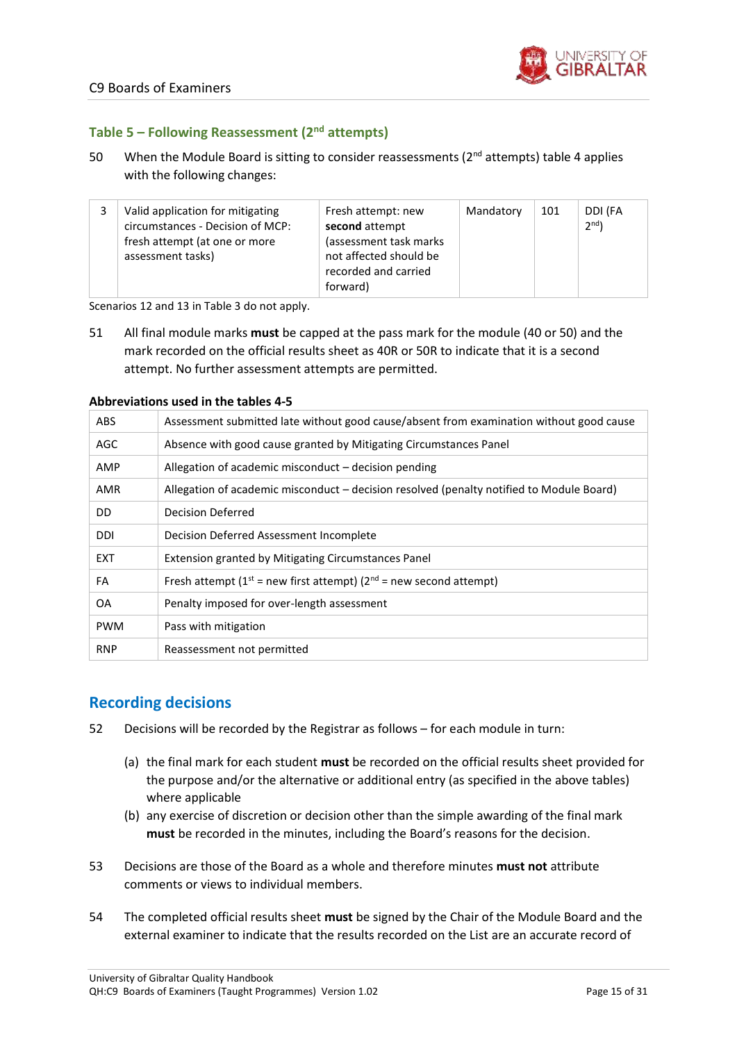### Table 5 – Following Reassessment (2nd attempts)

50 When the Module Board is sitting to consider reassessments (2nd attempts) table 4 applies with the following changes:

| 3 | Valid application for mitigating circumstances - Decision of MCP: fresh attempt (at one or more assessment tasks) | Fresh attempt: new **second** attempt (assessment task marks not affected should be recorded and carried forward) | Mandatory | 101 | DDI (FA 2nd) |
|---|---|---|---|---|---|

Scenarios 12 and 13 in Table 3 do not apply.

51 All final module marks **must** be capped at the pass mark for the module (40 or 50) and the mark recorded on the official results sheet as 40R or 50R to indicate that it is a second attempt. No further assessment attempts are permitted.

**Abbreviations used in the tables 4-5**

| ABS | Assessment submitted late without good cause/absent from examination without good cause |
|---|---|
| AGC | Absence with good cause granted by Mitigating Circumstances Panel |
| AMP | Allegation of academic misconduct – decision pending |
| AMR | Allegation of academic misconduct – decision resolved (penalty notified to Module Board) |
| DD | Decision Deferred |
| DDI | Decision Deferred Assessment Incomplete |
| EXT | Extension granted by Mitigating Circumstances Panel |
| FA | Fresh attempt (1st = new first attempt) (2nd = new second attempt) |
| OA | Penalty imposed for over-length assessment |
| PWM | Pass with mitigation |
| RNP | Reassessment not permitted |

## Recording decisions

52 Decisions will be recorded by the Registrar as follows – for each module in turn:

(a) the final mark for each student **must** be recorded on the official results sheet provided for the purpose and/or the alternative or additional entry (as specified in the above tables) where applicable

(b) any exercise of discretion or decision other than the simple awarding of the final mark **must** be recorded in the minutes, including the Board's reasons for the decision.

53 Decisions are those of the Board as a whole and therefore minutes **must not** attribute comments or views to individual members.

54 The completed official results sheet **must** be signed by the Chair of the Module Board and the external examiner to indicate that the results recorded on the List are an accurate record of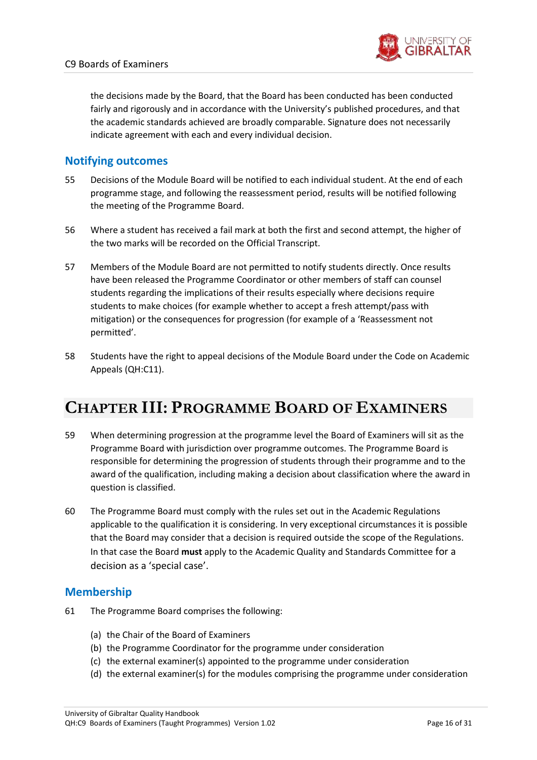the decisions made by the Board, that the Board has been conducted has been conducted fairly and rigorously and in accordance with the University's published procedures, and that the academic standards achieved are broadly comparable. Signature does not necessarily indicate agreement with each and every individual decision.

## Notifying outcomes

55 Decisions of the Module Board will be notified to each individual student. At the end of each programme stage, and following the reassessment period, results will be notified following the meeting of the Programme Board.

56 Where a student has received a fail mark at both the first and second attempt, the higher of the two marks will be recorded on the Official Transcript.

57 Members of the Module Board are not permitted to notify students directly. Once results have been released the Programme Coordinator or other members of staff can counsel students regarding the implications of their results especially where decisions require students to make choices (for example whether to accept a fresh attempt/pass with mitigation) or the consequences for progression (for example of a 'Reassessment not permitted'.

58 Students have the right to appeal decisions of the Module Board under the Code on Academic Appeals (QH:C11).

# Chapter III: Programme Board of Examiners

59 When determining progression at the programme level the Board of Examiners will sit as the Programme Board with jurisdiction over programme outcomes. The Programme Board is responsible for determining the progression of students through their programme and to the award of the qualification, including making a decision about classification where the award in question is classified.

60 The Programme Board must comply with the rules set out in the Academic Regulations applicable to the qualification it is considering. In very exceptional circumstances it is possible that the Board may consider that a decision is required outside the scope of the Regulations. In that case the Board **must** apply to the Academic Quality and Standards Committee for a decision as a 'special case'.

## Membership

61 The Programme Board comprises the following:

(a) the Chair of the Board of Examiners
(b) the Programme Coordinator for the programme under consideration
(c) the external examiner(s) appointed to the programme under consideration
(d) the external examiner(s) for the modules comprising the programme under consideration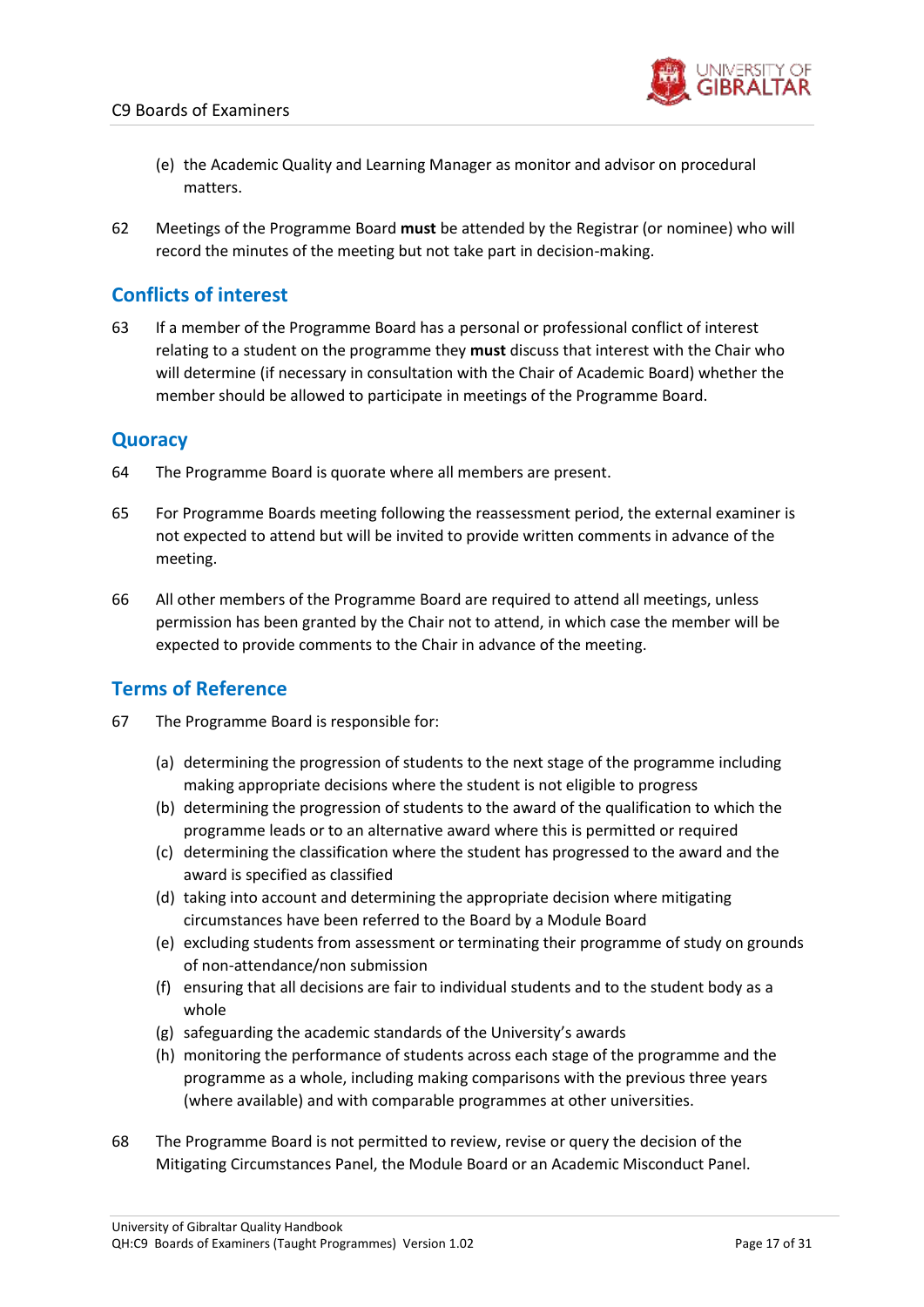(e) the Academic Quality and Learning Manager as monitor and advisor on procedural matters.

62 Meetings of the Programme Board **must** be attended by the Registrar (or nominee) who will record the minutes of the meeting but not take part in decision-making.

## Conflicts of interest

63 If a member of the Programme Board has a personal or professional conflict of interest relating to a student on the programme they **must** discuss that interest with the Chair who will determine (if necessary in consultation with the Chair of Academic Board) whether the member should be allowed to participate in meetings of the Programme Board.

## Quoracy

64 The Programme Board is quorate where all members are present.

65 For Programme Boards meeting following the reassessment period, the external examiner is not expected to attend but will be invited to provide written comments in advance of the meeting.

66 All other members of the Programme Board are required to attend all meetings, unless permission has been granted by the Chair not to attend, in which case the member will be expected to provide comments to the Chair in advance of the meeting.

## Terms of Reference

67 The Programme Board is responsible for:

(a) determining the progression of students to the next stage of the programme including making appropriate decisions where the student is not eligible to progress
(b) determining the progression of students to the award of the qualification to which the programme leads or to an alternative award where this is permitted or required
(c) determining the classification where the student has progressed to the award and the award is specified as classified
(d) taking into account and determining the appropriate decision where mitigating circumstances have been referred to the Board by a Module Board
(e) excluding students from assessment or terminating their programme of study on grounds of non-attendance/non submission
(f) ensuring that all decisions are fair to individual students and to the student body as a whole
(g) safeguarding the academic standards of the University's awards
(h) monitoring the performance of students across each stage of the programme and the programme as a whole, including making comparisons with the previous three years (where available) and with comparable programmes at other universities.

68 The Programme Board is not permitted to review, revise or query the decision of the Mitigating Circumstances Panel, the Module Board or an Academic Misconduct Panel.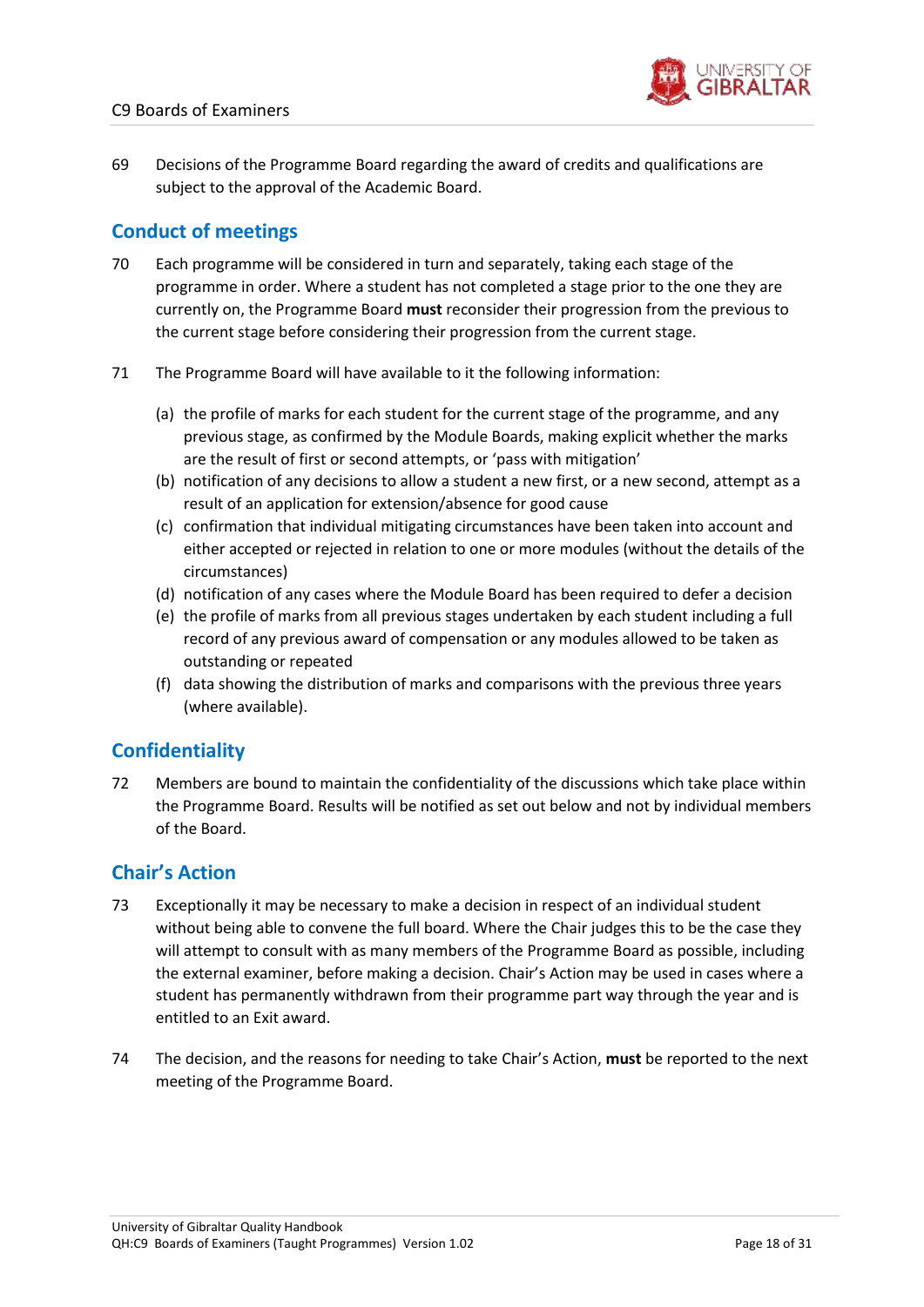69 Decisions of the Programme Board regarding the award of credits and qualifications are subject to the approval of the Academic Board.

## Conduct of meetings

70 Each programme will be considered in turn and separately, taking each stage of the programme in order. Where a student has not completed a stage prior to the one they are currently on, the Programme Board **must** reconsider their progression from the previous to the current stage before considering their progression from the current stage.

71 The Programme Board will have available to it the following information:

(a) the profile of marks for each student for the current stage of the programme, and any previous stage, as confirmed by the Module Boards, making explicit whether the marks are the result of first or second attempts, or 'pass with mitigation'
(b) notification of any decisions to allow a student a new first, or a new second, attempt as a result of an application for extension/absence for good cause
(c) confirmation that individual mitigating circumstances have been taken into account and either accepted or rejected in relation to one or more modules (without the details of the circumstances)
(d) notification of any cases where the Module Board has been required to defer a decision
(e) the profile of marks from all previous stages undertaken by each student including a full record of any previous award of compensation or any modules allowed to be taken as outstanding or repeated
(f) data showing the distribution of marks and comparisons with the previous three years (where available).

## Confidentiality

72 Members are bound to maintain the confidentiality of the discussions which take place within the Programme Board. Results will be notified as set out below and not by individual members of the Board.

## Chair's Action

73 Exceptionally it may be necessary to make a decision in respect of an individual student without being able to convene the full board. Where the Chair judges this to be the case they will attempt to consult with as many members of the Programme Board as possible, including the external examiner, before making a decision. Chair's Action may be used in cases where a student has permanently withdrawn from their programme part way through the year and is entitled to an Exit award.

74 The decision, and the reasons for needing to take Chair's Action, **must** be reported to the next meeting of the Programme Board.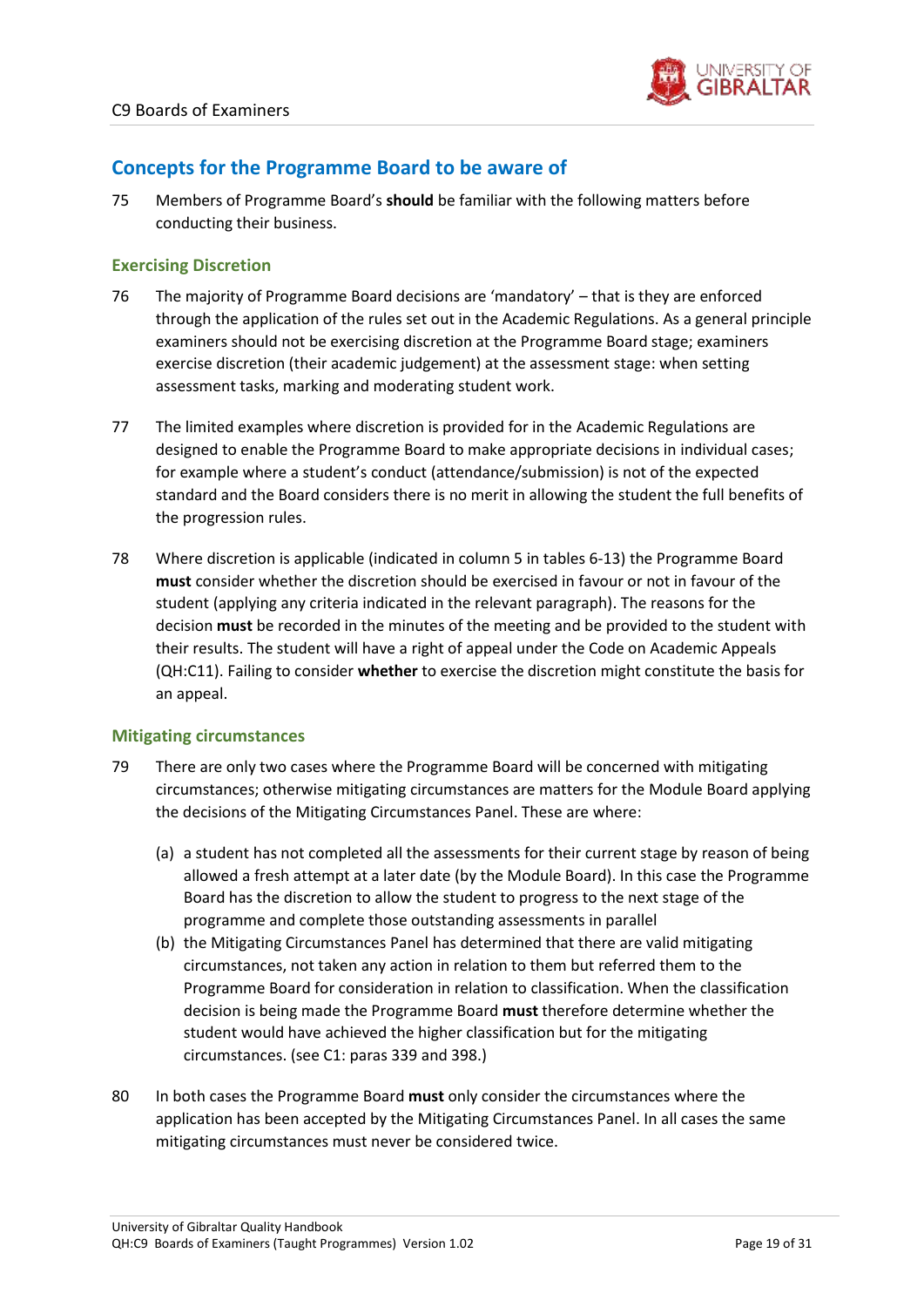## Concepts for the Programme Board to be aware of

75 Members of Programme Board's **should** be familiar with the following matters before conducting their business.

### Exercising Discretion

76 The majority of Programme Board decisions are 'mandatory' – that is they are enforced through the application of the rules set out in the Academic Regulations. As a general principle examiners should not be exercising discretion at the Programme Board stage; examiners exercise discretion (their academic judgement) at the assessment stage: when setting assessment tasks, marking and moderating student work.

77 The limited examples where discretion is provided for in the Academic Regulations are designed to enable the Programme Board to make appropriate decisions in individual cases; for example where a student's conduct (attendance/submission) is not of the expected standard and the Board considers there is no merit in allowing the student the full benefits of the progression rules.

78 Where discretion is applicable (indicated in column 5 in tables 6-13) the Programme Board **must** consider whether the discretion should be exercised in favour or not in favour of the student (applying any criteria indicated in the relevant paragraph). The reasons for the decision **must** be recorded in the minutes of the meeting and be provided to the student with their results. The student will have a right of appeal under the Code on Academic Appeals (QH:C11). Failing to consider **whether** to exercise the discretion might constitute the basis for an appeal.

### Mitigating circumstances

79 There are only two cases where the Programme Board will be concerned with mitigating circumstances; otherwise mitigating circumstances are matters for the Module Board applying the decisions of the Mitigating Circumstances Panel. These are where:

(a) a student has not completed all the assessments for their current stage by reason of being allowed a fresh attempt at a later date (by the Module Board). In this case the Programme Board has the discretion to allow the student to progress to the next stage of the programme and complete those outstanding assessments in parallel

(b) the Mitigating Circumstances Panel has determined that there are valid mitigating circumstances, not taken any action in relation to them but referred them to the Programme Board for consideration in relation to classification. When the classification decision is being made the Programme Board **must** therefore determine whether the student would have achieved the higher classification but for the mitigating circumstances. (see C1: paras 339 and 398.)

80 In both cases the Programme Board **must** only consider the circumstances where the application has been accepted by the Mitigating Circumstances Panel. In all cases the same mitigating circumstances must never be considered twice.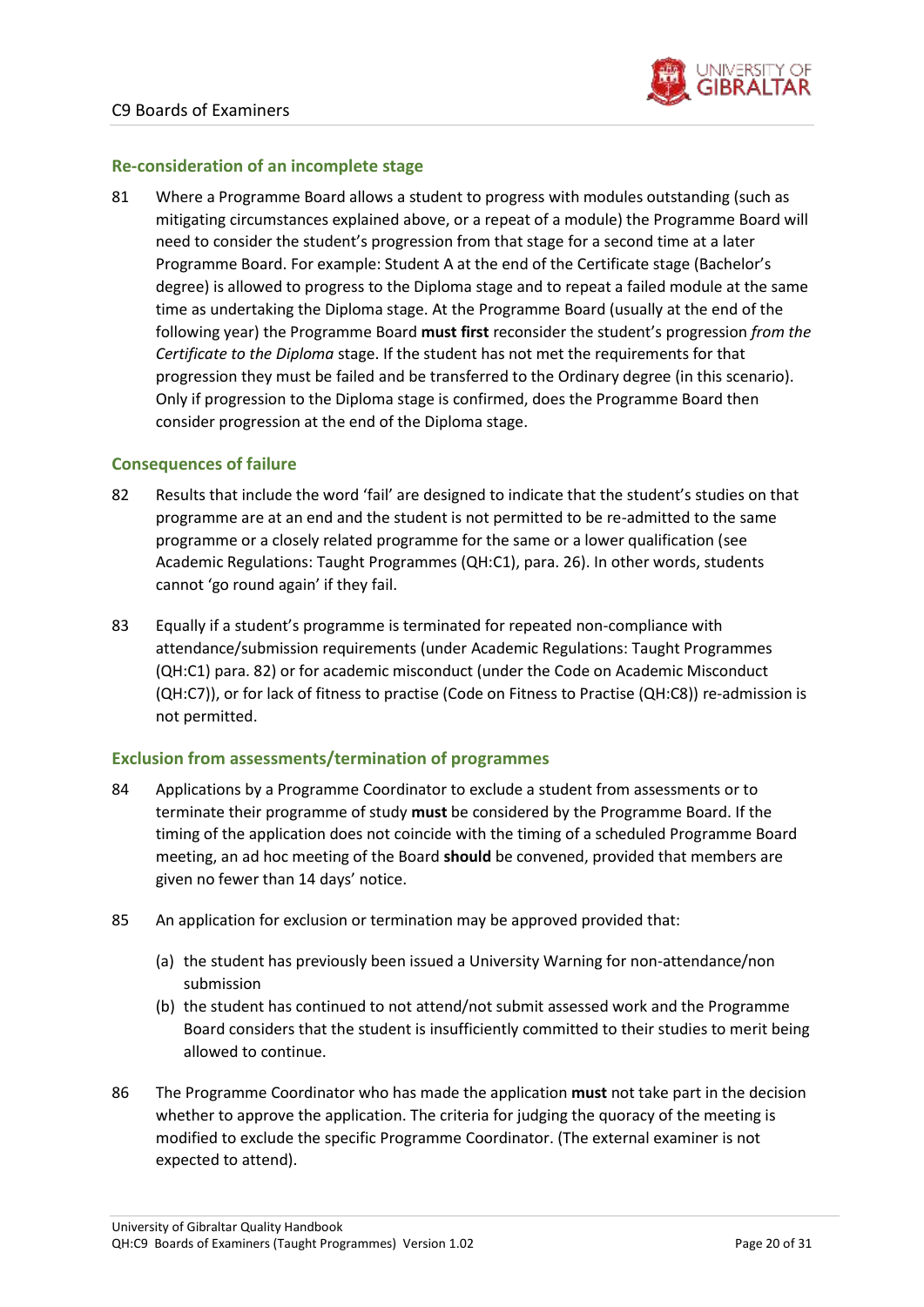## Re-consideration of an incomplete stage

81 Where a Programme Board allows a student to progress with modules outstanding (such as mitigating circumstances explained above, or a repeat of a module) the Programme Board will need to consider the student's progression from that stage for a second time at a later Programme Board. For example: Student A at the end of the Certificate stage (Bachelor's degree) is allowed to progress to the Diploma stage and to repeat a failed module at the same time as undertaking the Diploma stage. At the Programme Board (usually at the end of the following year) the Programme Board **must first** reconsider the student's progression *from the Certificate to the Diploma* stage. If the student has not met the requirements for that progression they must be failed and be transferred to the Ordinary degree (in this scenario). Only if progression to the Diploma stage is confirmed, does the Programme Board then consider progression at the end of the Diploma stage.

## Consequences of failure

82 Results that include the word 'fail' are designed to indicate that the student's studies on that programme are at an end and the student is not permitted to be re-admitted to the same programme or a closely related programme for the same or a lower qualification (see Academic Regulations: Taught Programmes (QH:C1), para. 26). In other words, students cannot 'go round again' if they fail.

83 Equally if a student's programme is terminated for repeated non-compliance with attendance/submission requirements (under Academic Regulations: Taught Programmes (QH:C1) para. 82) or for academic misconduct (under the Code on Academic Misconduct (QH:C7)), or for lack of fitness to practise (Code on Fitness to Practise (QH:C8)) re-admission is not permitted.

## Exclusion from assessments/termination of programmes

84 Applications by a Programme Coordinator to exclude a student from assessments or to terminate their programme of study **must** be considered by the Programme Board. If the timing of the application does not coincide with the timing of a scheduled Programme Board meeting, an ad hoc meeting of the Board **should** be convened, provided that members are given no fewer than 14 days' notice.

85 An application for exclusion or termination may be approved provided that:

(a) the student has previously been issued a University Warning for non-attendance/non submission

(b) the student has continued to not attend/not submit assessed work and the Programme Board considers that the student is insufficiently committed to their studies to merit being allowed to continue.

86 The Programme Coordinator who has made the application **must** not take part in the decision whether to approve the application. The criteria for judging the quoracy of the meeting is modified to exclude the specific Programme Coordinator. (The external examiner is not expected to attend).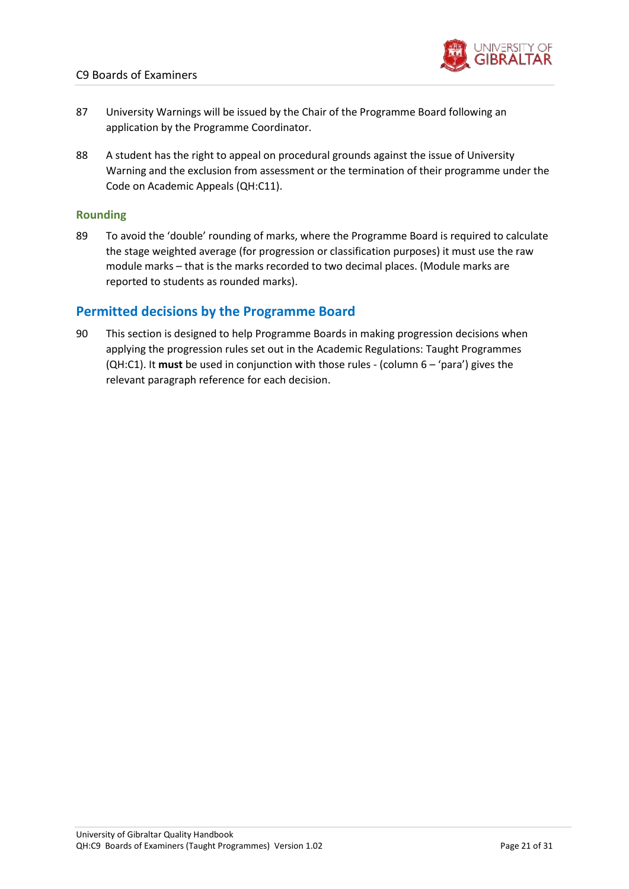87 University Warnings will be issued by the Chair of the Programme Board following an application by the Programme Coordinator.

88 A student has the right to appeal on procedural grounds against the issue of University Warning and the exclusion from assessment or the termination of their programme under the Code on Academic Appeals (QH:C11).

### Rounding

89 To avoid the 'double' rounding of marks, where the Programme Board is required to calculate the stage weighted average (for progression or classification purposes) it must use the raw module marks – that is the marks recorded to two decimal places. (Module marks are reported to students as rounded marks).

## Permitted decisions by the Programme Board

90 This section is designed to help Programme Boards in making progression decisions when applying the progression rules set out in the Academic Regulations: Taught Programmes (QH:C1). It **must** be used in conjunction with those rules - (column 6 – 'para') gives the relevant paragraph reference for each decision.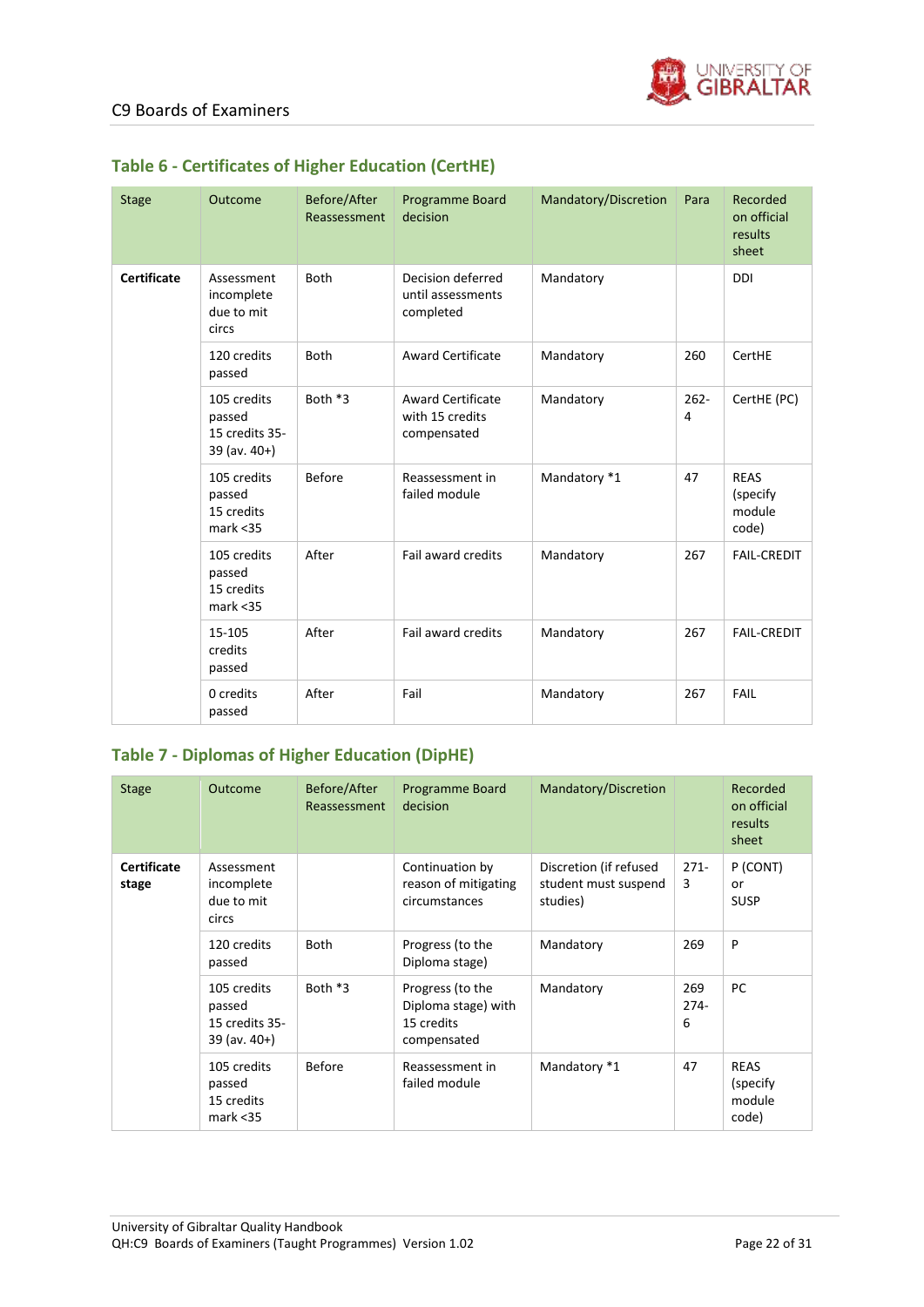## Table 6 - Certificates of Higher Education (CertHE)

| Stage | Outcome | Before/After Reassessment | Programme Board decision | Mandatory/Discretion | Para | Recorded on official results sheet |
|---|---|---|---|---|---|---|
| **Certificate** | Assessment incomplete due to mit circs | Both | Decision deferred until assessments completed | Mandatory | | DDI |
| | 120 credits passed | Both | Award Certificate | Mandatory | 260 | CertHE |
| | 105 credits passed 15 credits 35-39 (av. 40+) | Both *3 | Award Certificate with 15 credits compensated | Mandatory | 262-4 | CertHE (PC) |
| | 105 credits passed 15 credits mark <35 | Before | Reassessment in failed module | Mandatory *1 | 47 | REAS (specify module code) |
| | 105 credits passed 15 credits mark <35 | After | Fail award credits | Mandatory | 267 | FAIL-CREDIT |
| | 15-105 credits passed | After | Fail award credits | Mandatory | 267 | FAIL-CREDIT |
| | 0 credits passed | After | Fail | Mandatory | 267 | FAIL |

## Table 7 - Diplomas of Higher Education (DipHE)

| Stage | Outcome | Before/After Reassessment | Programme Board decision | Mandatory/Discretion | | Recorded on official results sheet |
|---|---|---|---|---|---|---|
| **Certificate stage** | Assessment incomplete due to mit circs | | Continuation by reason of mitigating circumstances | Discretion (if refused student must suspend studies) | 271-3 | P (CONT) or SUSP |
| | 120 credits passed | Both | Progress (to the Diploma stage) | Mandatory | 269 | P |
| | 105 credits passed 15 credits 35-39 (av. 40+) | Both *3 | Progress (to the Diploma stage) with 15 credits compensated | Mandatory | 269 274-6 | PC |
| | 105 credits passed 15 credits mark <35 | Before | Reassessment in failed module | Mandatory *1 | 47 | REAS (specify module code) |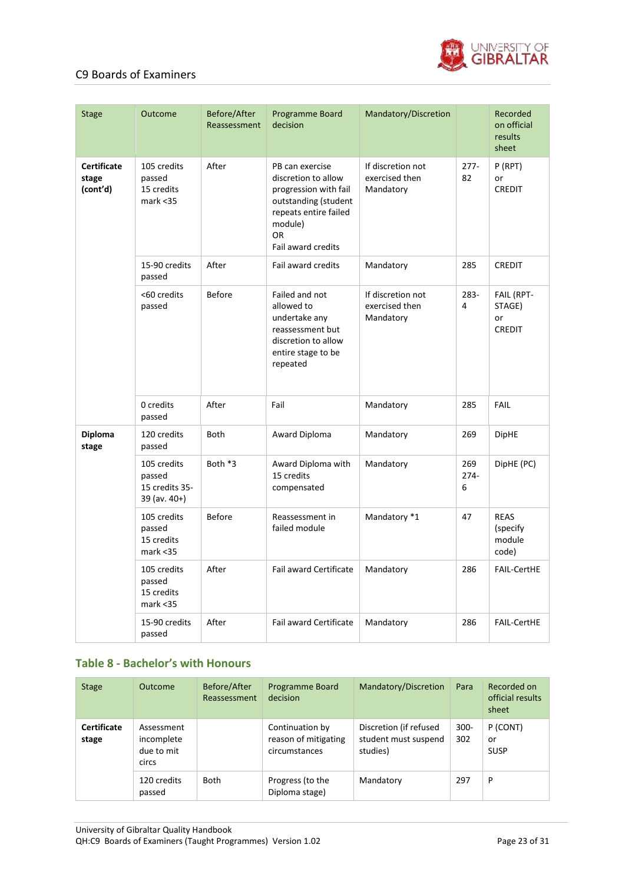| Stage | Outcome | Before/After Reassessment | Programme Board decision | Mandatory/Discretion | | Recorded on official results sheet |
|---|---|---|---|---|---|---|
| **Certificate stage (cont'd)** | 105 credits passed 15 credits mark <35 | After | PB can exercise discretion to allow progression with fail outstanding (student repeats entire failed module) OR Fail award credits | If discretion not exercised then Mandatory | 277-82 | P (RPT) or CREDIT |
| | 15-90 credits passed | After | Fail award credits | Mandatory | 285 | CREDIT |
| | <60 credits passed | Before | Failed and not allowed to undertake any reassessment but discretion to allow entire stage to be repeated | If discretion not exercised then Mandatory | 283-4 | FAIL (RPT-STAGE) or CREDIT |
| | 0 credits passed | After | Fail | Mandatory | 285 | FAIL |
| **Diploma stage** | 120 credits passed | Both | Award Diploma | Mandatory | 269 | DipHE |
| | 105 credits passed 15 credits 35-39 (av. 40+) | Both *3 | Award Diploma with 15 credits compensated | Mandatory | 269 274-6 | DipHE (PC) |
| | 105 credits passed 15 credits mark <35 | Before | Reassessment in failed module | Mandatory *1 | 47 | REAS (specify module code) |
| | 105 credits passed 15 credits mark <35 | After | Fail award Certificate | Mandatory | 286 | FAIL-CertHE |
| | 15-90 credits passed | After | Fail award Certificate | Mandatory | 286 | FAIL-CertHE |

## Table 8 - Bachelor's with Honours

| Stage | Outcome | Before/After Reassessment | Programme Board decision | Mandatory/Discretion | Para | Recorded on official results sheet |
|---|---|---|---|---|---|---|
| **Certificate stage** | Assessment incomplete due to mit circs | | Continuation by reason of mitigating circumstances | Discretion (if refused student must suspend studies) | 300-302 | P (CONT) or SUSP |
| | 120 credits passed | Both | Progress (to the Diploma stage) | Mandatory | 297 | P |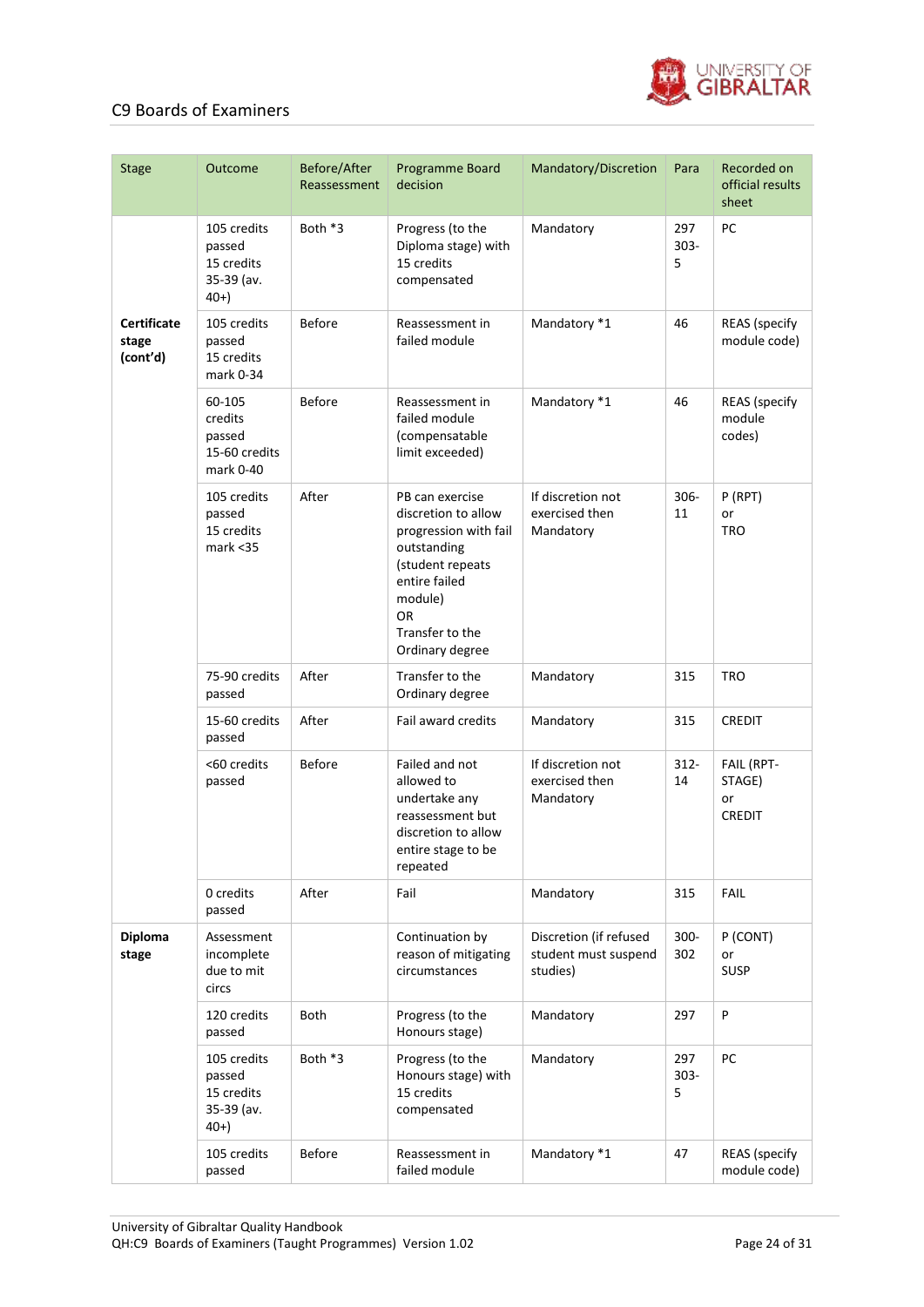| Stage | Outcome | Before/After Reassessment | Programme Board decision | Mandatory/Discretion | Para | Recorded on official results sheet |
|---|---|---|---|---|---|---|
| **Certificate stage (cont'd)** | 105 credits passed 15 credits 35-39 (av. 40+) | Both *3 | Progress (to the Diploma stage) with 15 credits compensated | Mandatory | 297 303-5 | PC |
| | 105 credits passed 15 credits mark 0-34 | Before | Reassessment in failed module | Mandatory *1 | 46 | REAS (specify module code) |
| | 60-105 credits passed 15-60 credits mark 0-40 | Before | Reassessment in failed module (compensatable limit exceeded) | Mandatory *1 | 46 | REAS (specify module codes) |
| | 105 credits passed 15 credits mark <35 | After | PB can exercise discretion to allow progression with fail outstanding (student repeats entire failed module) OR Transfer to the Ordinary degree | If discretion not exercised then Mandatory | 306-11 | P (RPT) or TRO |
| | 75-90 credits passed | After | Transfer to the Ordinary degree | Mandatory | 315 | TRO |
| | 15-60 credits passed | After | Fail award credits | Mandatory | 315 | CREDIT |
| | <60 credits passed | Before | Failed and not allowed to undertake any reassessment but discretion to allow entire stage to be repeated | If discretion not exercised then Mandatory | 312-14 | FAIL (RPT-STAGE) or CREDIT |
| | 0 credits passed | After | Fail | Mandatory | 315 | FAIL |
| **Diploma stage** | Assessment incomplete due to mit circs | | Continuation by reason of mitigating circumstances | Discretion (if refused student must suspend studies) | 300-302 | P (CONT) or SUSP |
| | 120 credits passed | Both | Progress (to the Honours stage) | Mandatory | 297 | P |
| | 105 credits passed 15 credits 35-39 (av. 40+) | Both *3 | Progress (to the Honours stage) with 15 credits compensated | Mandatory | 297 303-5 | PC |
| | 105 credits passed | Before | Reassessment in failed module | Mandatory *1 | 47 | REAS (specify module code) |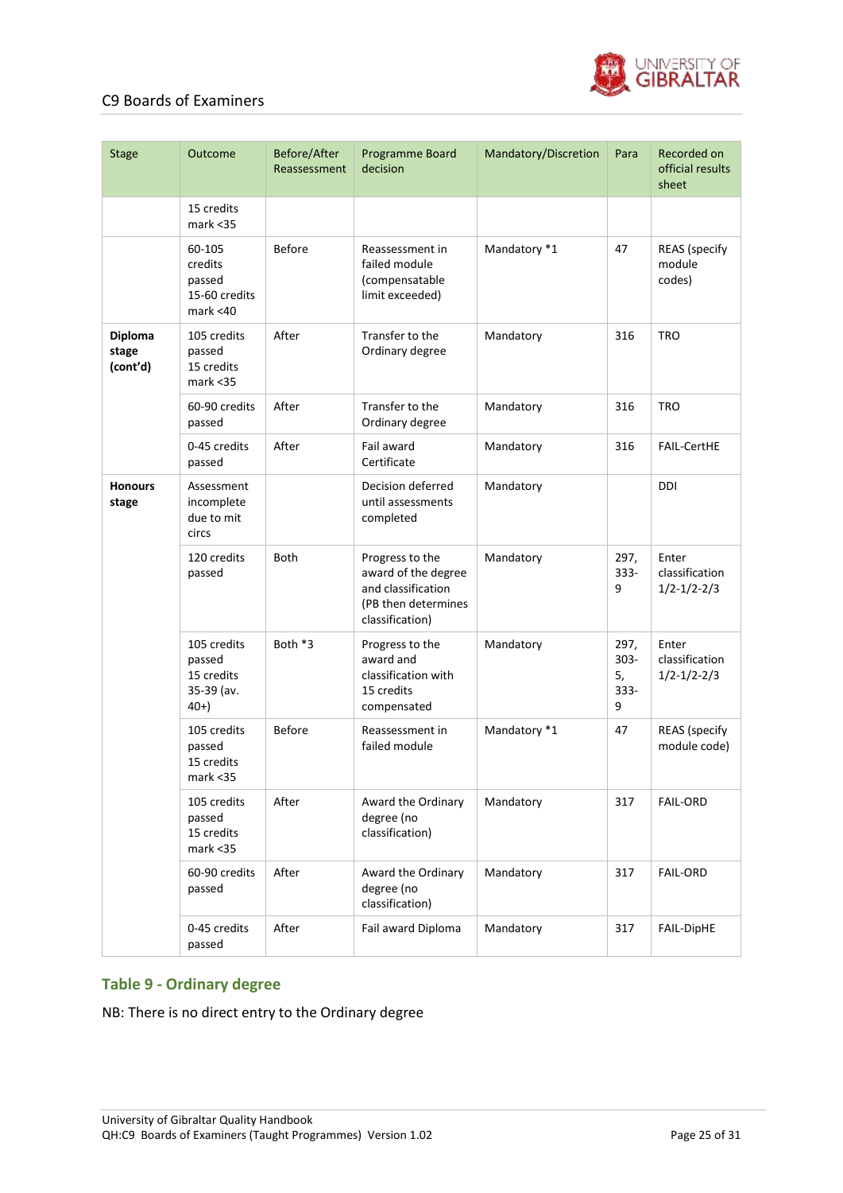| Stage | Outcome | Before/After Reassessment | Programme Board decision | Mandatory/Discretion | Para | Recorded on official results sheet |
|---|---|---|---|---|---|---|
| | 15 credits mark <35 | | | | | |
| | 60-105 credits passed 15-60 credits mark <40 | Before | Reassessment in failed module (compensatable limit exceeded) | Mandatory *1 | 47 | REAS (specify module codes) |
| **Diploma stage (cont'd)** | 105 credits passed 15 credits mark <35 | After | Transfer to the Ordinary degree | Mandatory | 316 | TRO |
| | 60-90 credits passed | After | Transfer to the Ordinary degree | Mandatory | 316 | TRO |
| | 0-45 credits passed | After | Fail award Certificate | Mandatory | 316 | FAIL-CertHE |
| **Honours stage** | Assessment incomplete due to mit circs | | Decision deferred until assessments completed | Mandatory | | DDI |
| | 120 credits passed | Both | Progress to the award of the degree and classification (PB then determines classification) | Mandatory | 297, 333-9 | Enter classification 1/2-1/2-2/3 |
| | 105 credits passed 15 credits 35-39 (av. 40+) | Both *3 | Progress to the award and classification with 15 credits compensated | Mandatory | 297, 303-5, 333-9 | Enter classification 1/2-1/2-2/3 |
| | 105 credits passed 15 credits mark <35 | Before | Reassessment in failed module | Mandatory *1 | 47 | REAS (specify module code) |
| | 105 credits passed 15 credits mark <35 | After | Award the Ordinary degree (no classification) | Mandatory | 317 | FAIL-ORD |
| | 60-90 credits passed | After | Award the Ordinary degree (no classification) | Mandatory | 317 | FAIL-ORD |
| | 0-45 credits passed | After | Fail award Diploma | Mandatory | 317 | FAIL-DipHE |

## Table 9 - Ordinary degree

NB: There is no direct entry to the Ordinary degree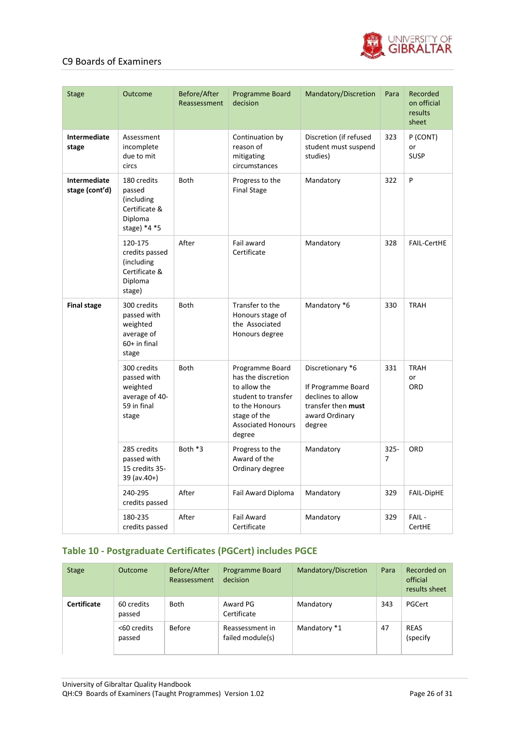| Stage | Outcome | Before/After Reassessment | Programme Board decision | Mandatory/Discretion | Para | Recorded on official results sheet |
|---|---|---|---|---|---|---|
| **Intermediate stage** | Assessment incomplete due to mit circs | | Continuation by reason of mitigating circumstances | Discretion (if refused student must suspend studies) | 323 | P (CONT) or SUSP |
| **Intermediate stage (cont'd)** | 180 credits passed (including Certificate & Diploma stage) *4 *5 | Both | Progress to the Final Stage | Mandatory | 322 | P |
| | 120-175 credits passed (including Certificate & Diploma stage) | After | Fail award Certificate | Mandatory | 328 | FAIL-CertHE |
| **Final stage** | 300 credits passed with weighted average of 60+ in final stage | Both | Transfer to the Honours stage of the Associated Honours degree | Mandatory *6 | 330 | TRAH |
| | 300 credits passed with weighted average of 40-59 in final stage | Both | Programme Board has the discretion to allow the student to transfer to the Honours stage of the Associated Honours degree | Discretionary *6<br><br>If Programme Board declines to allow transfer then **must** award Ordinary degree | 331 | TRAH or ORD |
| | 285 credits passed with 15 credits 35-39 (av.40+) | Both *3 | Progress to the Award of the Ordinary degree | Mandatory | 325-7 | ORD |
| | 240-295 credits passed | After | Fail Award Diploma | Mandatory | 329 | FAIL-DipHE |
| | 180-235 credits passed | After | Fail Award Certificate | Mandatory | 329 | FAIL - CertHE |

## Table 10 - Postgraduate Certificates (PGCert) includes PGCE

| Stage | Outcome | Before/After Reassessment | Programme Board decision | Mandatory/Discretion | Para | Recorded on official results sheet |
|---|---|---|---|---|---|---|
| **Certificate** | 60 credits passed | Both | Award PG Certificate | Mandatory | 343 | PGCert |
| | <60 credits passed | Before | Reassessment in failed module(s) | Mandatory *1 | 47 | REAS (specify |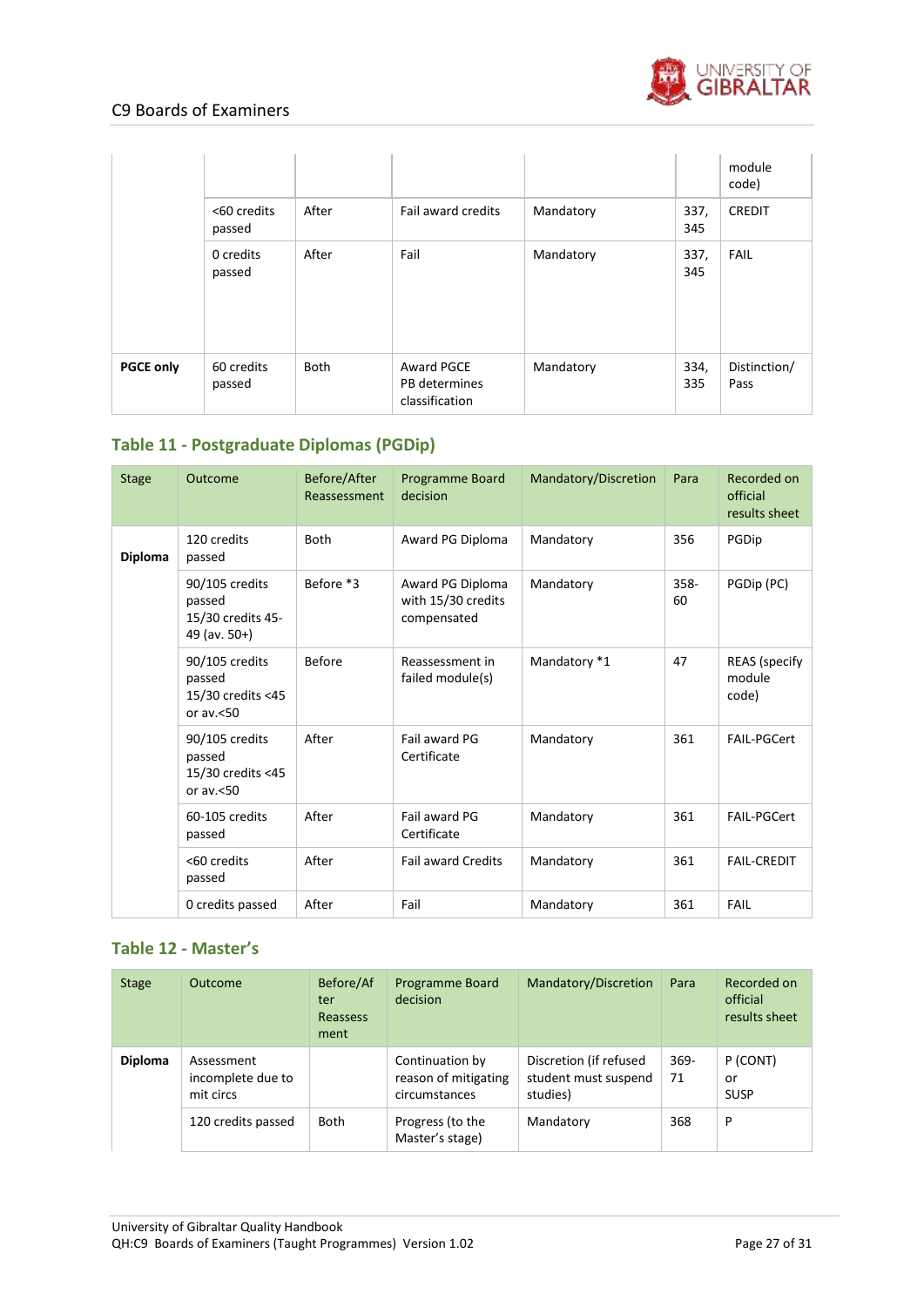| | | | | | | |
|---|---|---|---|---|---|---|
| | | | | | | module code) |
| | <60 credits passed | After | Fail award credits | Mandatory | 337, 345 | CREDIT |
| | 0 credits passed | After | Fail | Mandatory | 337, 345 | FAIL |
| **PGCE only** | 60 credits passed | Both | Award PGCE PB determines classification | Mandatory | 334, 335 | Distinction/ Pass |

## Table 11 - Postgraduate Diplomas (PGDip)

| Stage | Outcome | Before/After Reassessment | Programme Board decision | Mandatory/Discretion | Para | Recorded on official results sheet |
|---|---|---|---|---|---|---|
| **Diploma** | 120 credits passed | Both | Award PG Diploma | Mandatory | 356 | PGDip |
| | 90/105 credits passed 15/30 credits 45-49 (av. 50+) | Before *3 | Award PG Diploma with 15/30 credits compensated | Mandatory | 358-60 | PGDip (PC) |
| | 90/105 credits passed 15/30 credits <45 or av.<50 | Before | Reassessment in failed module(s) | Mandatory *1 | 47 | REAS (specify module code) |
| | 90/105 credits passed 15/30 credits <45 or av.<50 | After | Fail award PG Certificate | Mandatory | 361 | FAIL-PGCert |
| | 60-105 credits passed | After | Fail award PG Certificate | Mandatory | 361 | FAIL-PGCert |
| | <60 credits passed | After | Fail award Credits | Mandatory | 361 | FAIL-CREDIT |
| | 0 credits passed | After | Fail | Mandatory | 361 | FAIL |

## Table 12 - Master's

| Stage | Outcome | Before/After Reassessment | Programme Board decision | Mandatory/Discretion | Para | Recorded on official results sheet |
|---|---|---|---|---|---|---|
| **Diploma** | Assessment incomplete due to mit circs | | Continuation by reason of mitigating circumstances | Discretion (if refused student must suspend studies) | 369-71 | P (CONT) or SUSP |
| | 120 credits passed | Both | Progress (to the Master's stage) | Mandatory | 368 | P |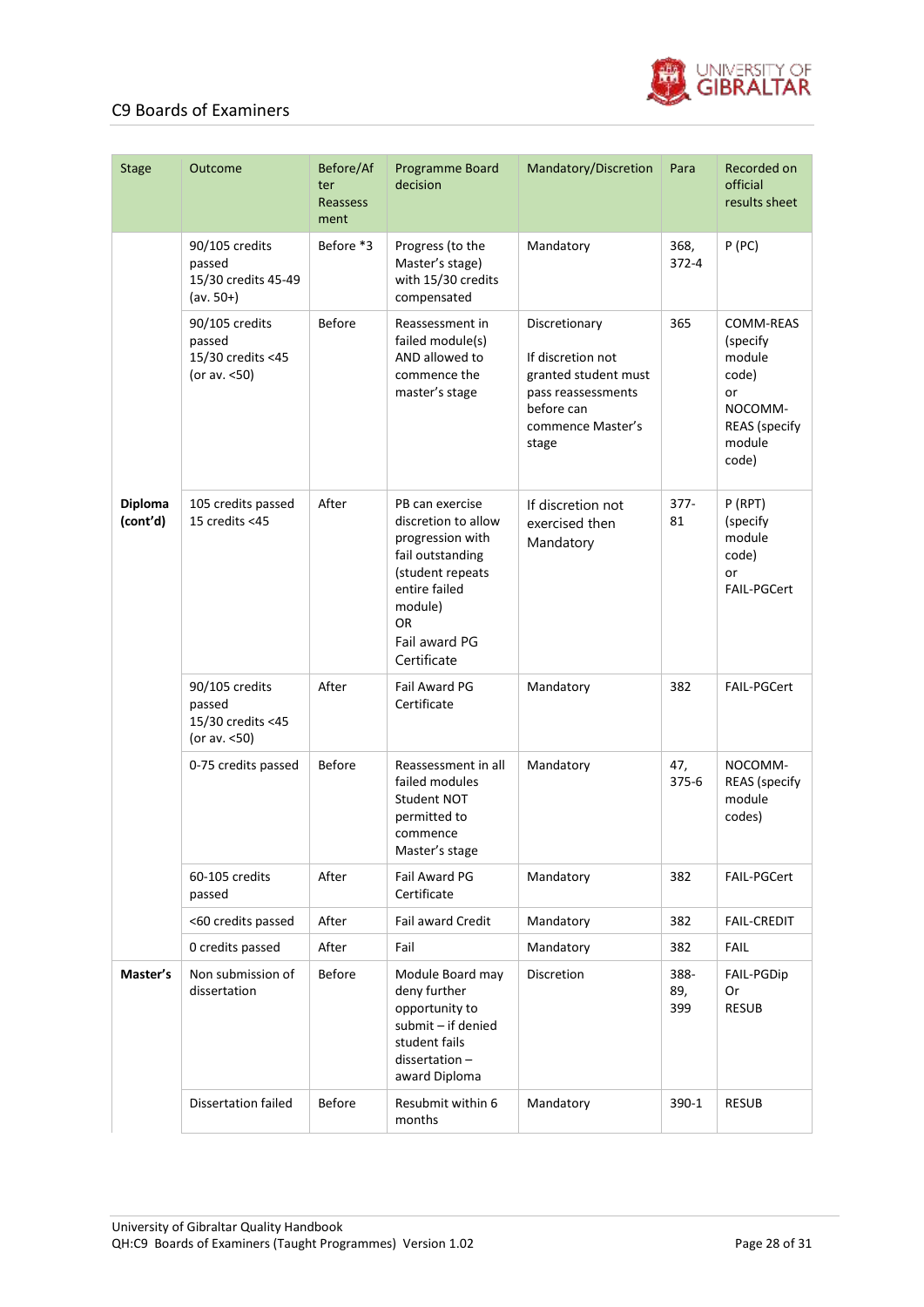| Stage | Outcome | Before/After Reassessment | Programme Board decision | Mandatory/Discretion | Para | Recorded on official results sheet |
|---|---|---|---|---|---|---|
| | 90/105 credits passed<br>15/30 credits 45-49 (av. 50+) | Before *3 | Progress (to the Master's stage) with 15/30 credits compensated | Mandatory | 368, 372-4 | P (PC) |
| | 90/105 credits passed<br>15/30 credits <45 (or av. <50) | Before | Reassessment in failed module(s) AND allowed to commence the master's stage | Discretionary<br><br>If discretion not granted student must pass reassessments before can commence Master's stage | 365 | COMM-REAS (specify module code)<br>or<br>NOCOMM-REAS (specify module code) |
| **Diploma (cont'd)** | 105 credits passed<br>15 credits <45 | After | PB can exercise discretion to allow progression with fail outstanding (student repeats entire failed module)<br>OR<br>Fail award PG Certificate | If discretion not exercised then Mandatory | 377-81 | P (RPT) (specify module code)<br>or<br>FAIL-PGCert |
| | 90/105 credits passed<br>15/30 credits <45 (or av. <50) | After | Fail Award PG Certificate | Mandatory | 382 | FAIL-PGCert |
| | 0-75 credits passed | Before | Reassessment in all failed modules<br>Student NOT permitted to commence Master's stage | Mandatory | 47, 375-6 | NOCOMM-REAS (specify module codes) |
| | 60-105 credits passed | After | Fail Award PG Certificate | Mandatory | 382 | FAIL-PGCert |
| | <60 credits passed | After | Fail award Credit | Mandatory | 382 | FAIL-CREDIT |
| | 0 credits passed | After | Fail | Mandatory | 382 | FAIL |
| **Master's** | Non submission of dissertation | Before | Module Board may deny further opportunity to submit – if denied student fails dissertation – award Diploma | Discretion | 388-89, 399 | FAIL-PGDip<br>Or<br>RESUB |
| | Dissertation failed | Before | Resubmit within 6 months | Mandatory | 390-1 | RESUB |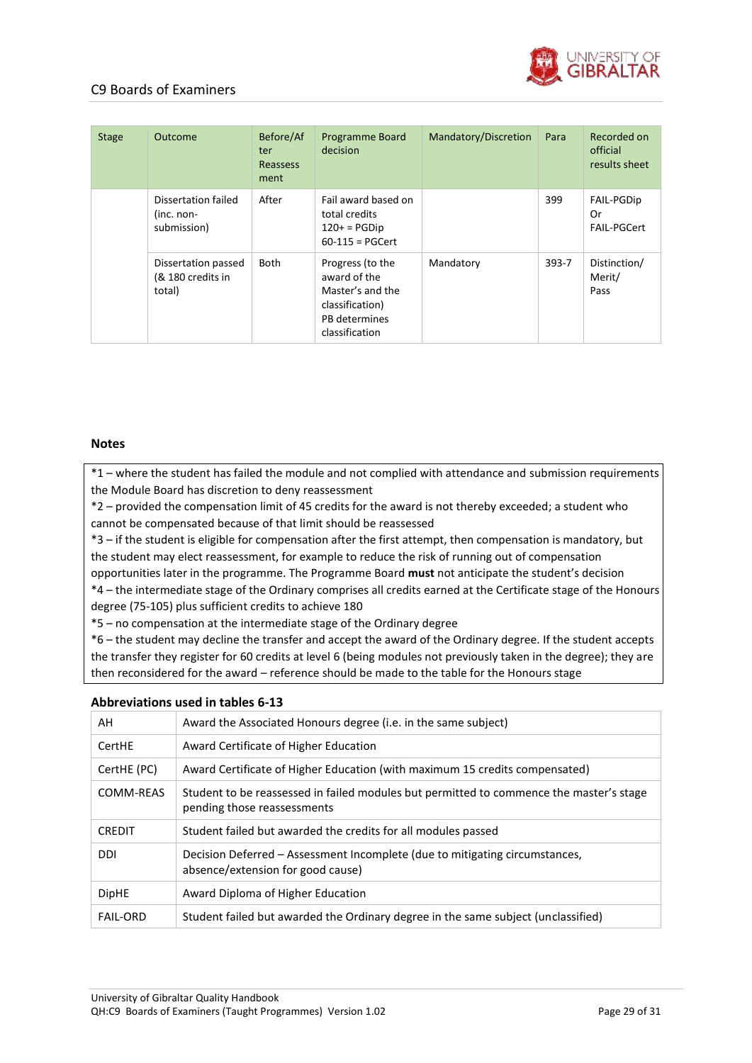| Stage | Outcome | Before/After Reassessment | Programme Board decision | Mandatory/Discretion | Para | Recorded on official results sheet |
|---|---|---|---|---|---|---|
| | Dissertation failed (inc. non-submission) | After | Fail award based on total credits 120+ = PGDip 60-115 = PGCert | | 399 | FAIL-PGDip Or FAIL-PGCert |
| | Dissertation passed (& 180 credits in total) | Both | Progress (to the award of the Master's and the classification) PB determines classification | Mandatory | 393-7 | Distinction/ Merit/ Pass |

**Notes**

*1 – where the student has failed the module and not complied with attendance and submission requirements the Module Board has discretion to deny reassessment
*2 – provided the compensation limit of 45 credits for the award is not thereby exceeded; a student who cannot be compensated because of that limit should be reassessed
*3 – if the student is eligible for compensation after the first attempt, then compensation is mandatory, but the student may elect reassessment, for example to reduce the risk of running out of compensation opportunities later in the programme. The Programme Board **must** not anticipate the student's decision
*4 – the intermediate stage of the Ordinary comprises all credits earned at the Certificate stage of the Honours degree (75-105) plus sufficient credits to achieve 180
*5 – no compensation at the intermediate stage of the Ordinary degree
*6 – the student may decline the transfer and accept the award of the Ordinary degree. If the student accepts the transfer they register for 60 credits at level 6 (being modules not previously taken in the degree); they are then reconsidered for the award – reference should be made to the table for the Honours stage

**Abbreviations used in tables 6-13**

| | |
|---|---|
| AH | Award the Associated Honours degree (i.e. in the same subject) |
| CertHE | Award Certificate of Higher Education |
| CertHE (PC) | Award Certificate of Higher Education (with maximum 15 credits compensated) |
| COMM-REAS | Student to be reassessed in failed modules but permitted to commence the master's stage pending those reassessments |
| CREDIT | Student failed but awarded the credits for all modules passed |
| DDI | Decision Deferred – Assessment Incomplete (due to mitigating circumstances, absence/extension for good cause) |
| DipHE | Award Diploma of Higher Education |
| FAIL-ORD | Student failed but awarded the Ordinary degree in the same subject (unclassified) |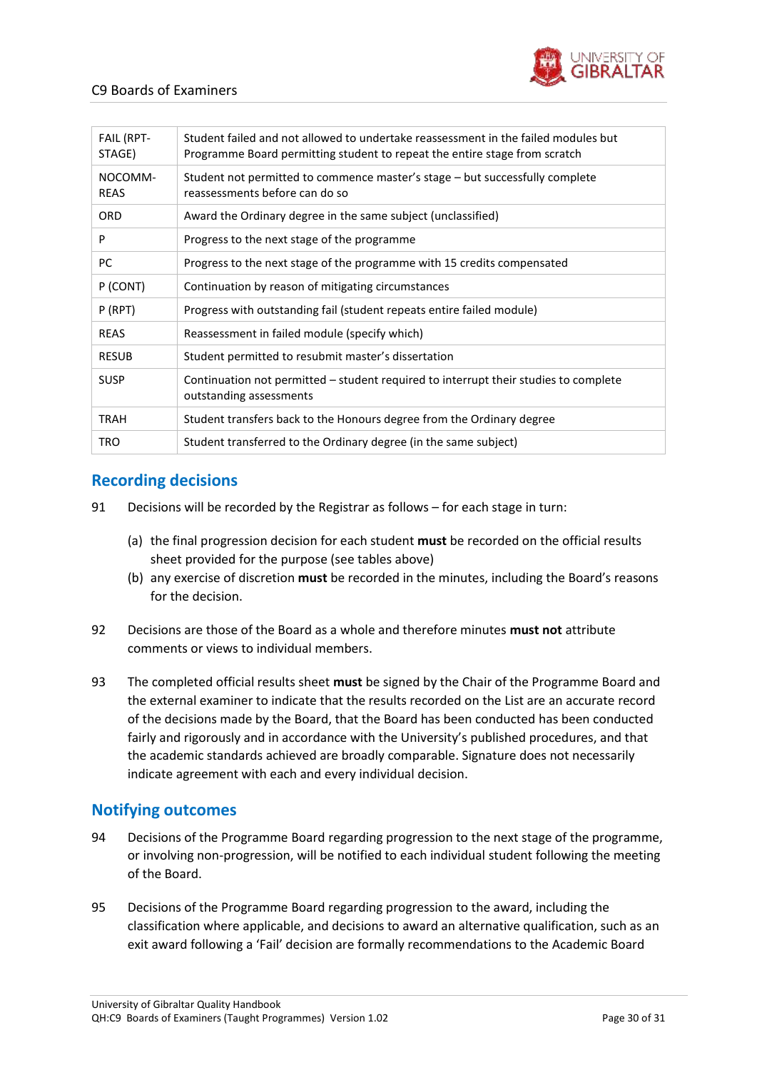| FAIL (RPT-STAGE) | Student failed and not allowed to undertake reassessment in the failed modules but Programme Board permitting student to repeat the entire stage from scratch |
|---|---|
| NOCOMM-REAS | Student not permitted to commence master's stage – but successfully complete reassessments before can do so |
| ORD | Award the Ordinary degree in the same subject (unclassified) |
| P | Progress to the next stage of the programme |
| PC | Progress to the next stage of the programme with 15 credits compensated |
| P (CONT) | Continuation by reason of mitigating circumstances |
| P (RPT) | Progress with outstanding fail (student repeats entire failed module) |
| REAS | Reassessment in failed module (specify which) |
| RESUB | Student permitted to resubmit master's dissertation |
| SUSP | Continuation not permitted – student required to interrupt their studies to complete outstanding assessments |
| TRAH | Student transfers back to the Honours degree from the Ordinary degree |
| TRO | Student transferred to the Ordinary degree (in the same subject) |

## Recording decisions

91 Decisions will be recorded by the Registrar as follows – for each stage in turn:

(a) the final progression decision for each student **must** be recorded on the official results sheet provided for the purpose (see tables above)

(b) any exercise of discretion **must** be recorded in the minutes, including the Board's reasons for the decision.

92 Decisions are those of the Board as a whole and therefore minutes **must not** attribute comments or views to individual members.

93 The completed official results sheet **must** be signed by the Chair of the Programme Board and the external examiner to indicate that the results recorded on the List are an accurate record of the decisions made by the Board, that the Board has been conducted has been conducted fairly and rigorously and in accordance with the University's published procedures, and that the academic standards achieved are broadly comparable. Signature does not necessarily indicate agreement with each and every individual decision.

## Notifying outcomes

94 Decisions of the Programme Board regarding progression to the next stage of the programme, or involving non-progression, will be notified to each individual student following the meeting of the Board.

95 Decisions of the Programme Board regarding progression to the award, including the classification where applicable, and decisions to award an alternative qualification, such as an exit award following a 'Fail' decision are formally recommendations to the Academic Board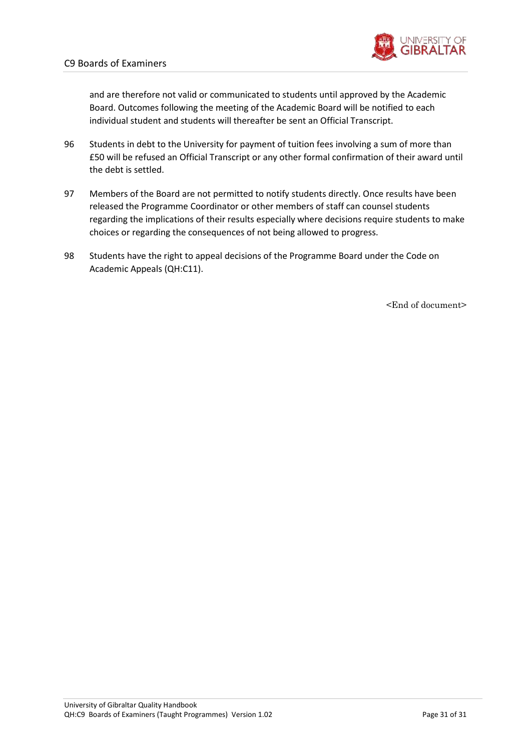and are therefore not valid or communicated to students until approved by the Academic Board. Outcomes following the meeting of the Academic Board will be notified to each individual student and students will thereafter be sent an Official Transcript.

96 Students in debt to the University for payment of tuition fees involving a sum of more than £50 will be refused an Official Transcript or any other formal confirmation of their award until the debt is settled.

97 Members of the Board are not permitted to notify students directly. Once results have been released the Programme Coordinator or other members of staff can counsel students regarding the implications of their results especially where decisions require students to make choices or regarding the consequences of not being allowed to progress.

98 Students have the right to appeal decisions of the Programme Board under the Code on Academic Appeals (QH:C11).

<End of document>